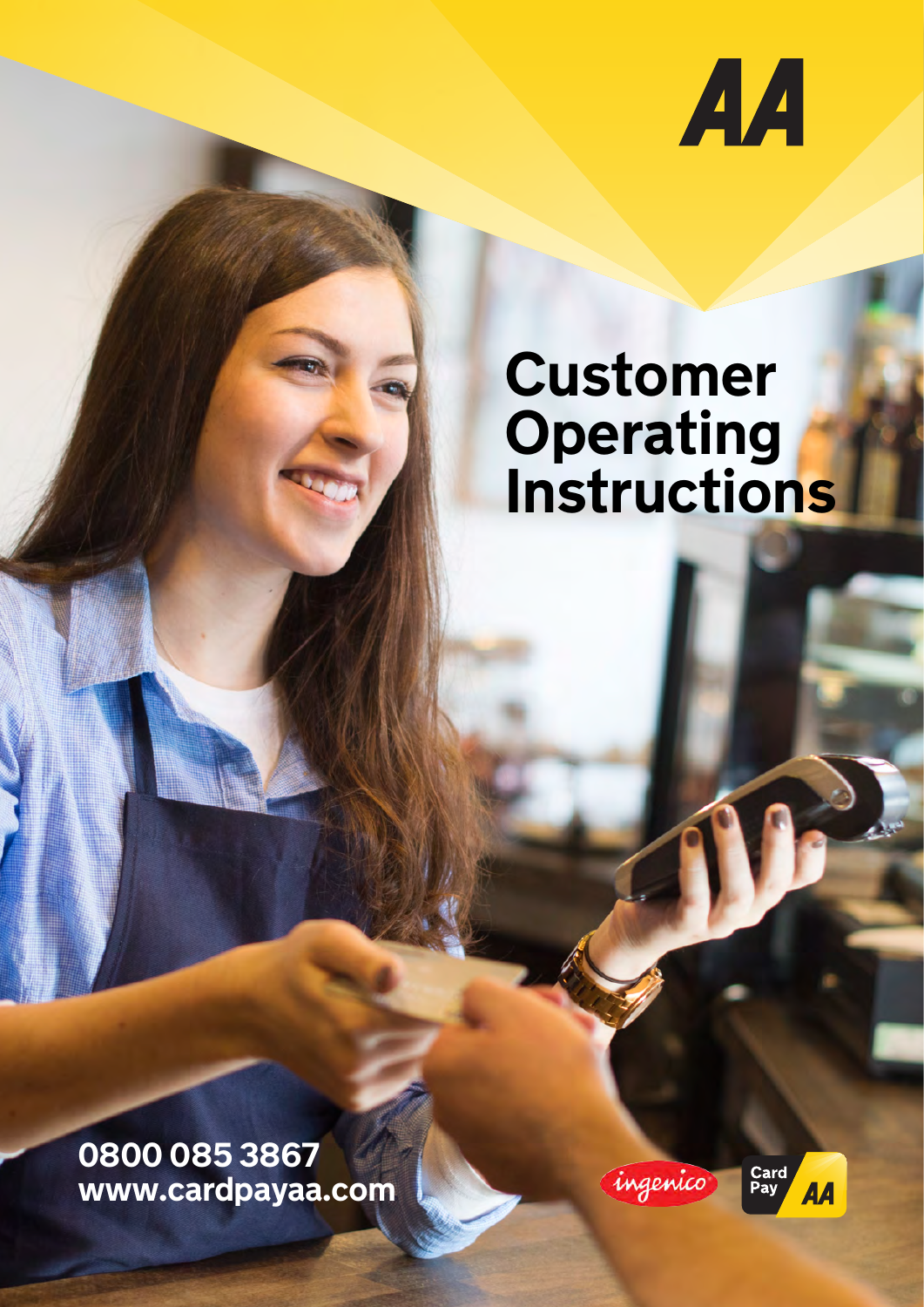AA

# Customer Operating Instructions

0800 085 3867
www.cardpayaa.com

ingenico

Card Pay AA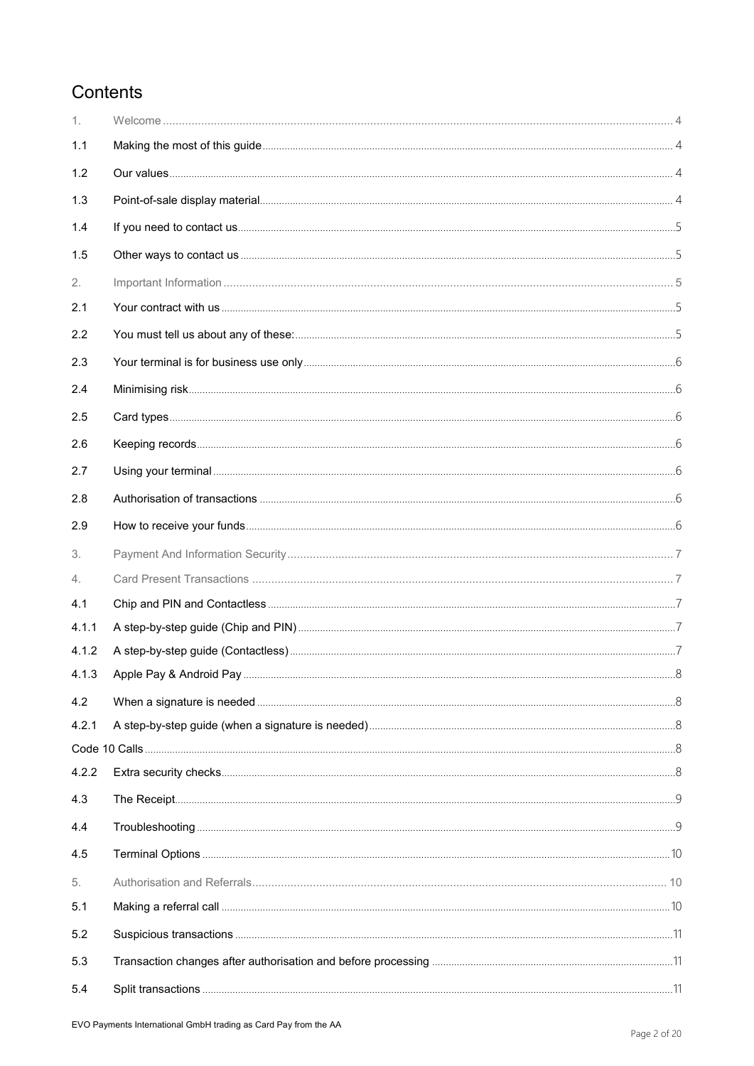# Contents

| | | |
|---|---|---|
| 1. | Welcome | 4 |
| 1.1 | Making the most of this guide | 4 |
| 1.2 | Our values | 4 |
| 1.3 | Point-of-sale display material | 4 |
| 1.4 | If you need to contact us | 5 |
| 1.5 | Other ways to contact us | 5 |
| 2. | Important Information | 5 |
| 2.1 | Your contract with us | 5 |
| 2.2 | You must tell us about any of these: | 5 |
| 2.3 | Your terminal is for business use only | 6 |
| 2.4 | Minimising risk | 6 |
| 2.5 | Card types | 6 |
| 2.6 | Keeping records | 6 |
| 2.7 | Using your terminal | 6 |
| 2.8 | Authorisation of transactions | 6 |
| 2.9 | How to receive your funds | 6 |
| 3. | Payment And Information Security | 7 |
| 4. | Card Present Transactions | 7 |
| 4.1 | Chip and PIN and Contactless | 7 |
| 4.1.1 | A step-by-step guide (Chip and PIN) | 7 |
| 4.1.2 | A step-by-step guide (Contactless) | 7 |
| 4.1.3 | Apple Pay & Android Pay | 8 |
| 4.2 | When a signature is needed | 8 |
| 4.2.1 | A step-by-step guide (when a signature is needed) | 8 |
| Code 10 Calls | | 8 |
| 4.2.2 | Extra security checks | 8 |
| 4.3 | The Receipt | 9 |
| 4.4 | Troubleshooting | 9 |
| 4.5 | Terminal Options | 10 |
| 5. | Authorisation and Referrals | 10 |
| 5.1 | Making a referral call | 10 |
| 5.2 | Suspicious transactions | 11 |
| 5.3 | Transaction changes after authorisation and before processing | 11 |
| 5.4 | Split transactions | 11 |

EVO Payments International GmbH trading as Card Pay from the AA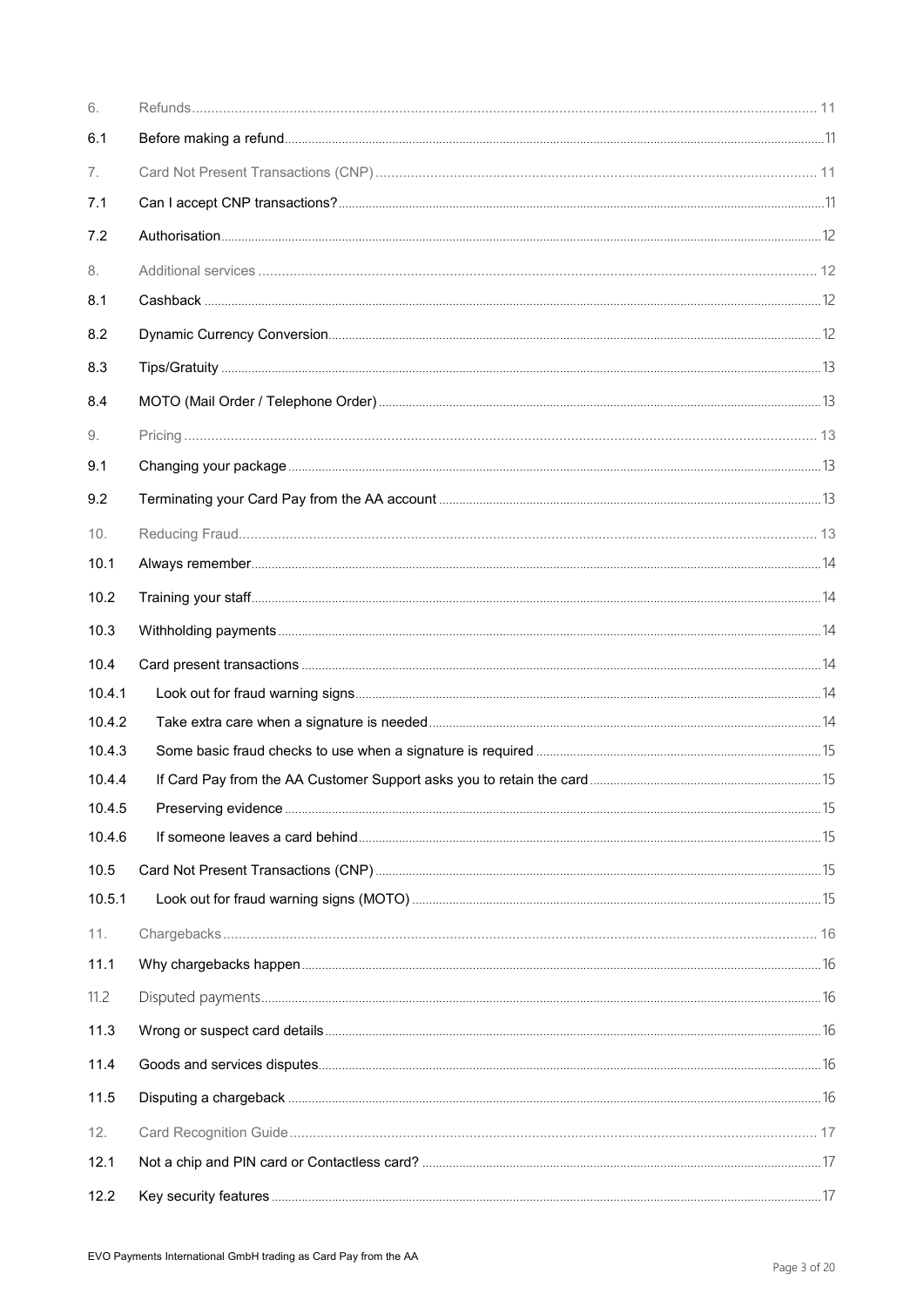| | | |
|---|---|---|
| 6. | Refunds | 11 |
| 6.1 | Before making a refund | 11 |
| 7. | Card Not Present Transactions (CNP) | 11 |
| 7.1 | Can I accept CNP transactions? | 11 |
| 7.2 | Authorisation | 12 |
| 8. | Additional services | 12 |
| 8.1 | Cashback | 12 |
| 8.2 | Dynamic Currency Conversion | 12 |
| 8.3 | Tips/Gratuity | 13 |
| 8.4 | MOTO (Mail Order / Telephone Order) | 13 |
| 9. | Pricing | 13 |
| 9.1 | Changing your package | 13 |
| 9.2 | Terminating your Card Pay from the AA account | 13 |
| 10. | Reducing Fraud | 13 |
| 10.1 | Always remember | 14 |
| 10.2 | Training your staff | 14 |
| 10.3 | Withholding payments | 14 |
| 10.4 | Card present transactions | 14 |
| 10.4.1 | Look out for fraud warning signs | 14 |
| 10.4.2 | Take extra care when a signature is needed | 14 |
| 10.4.3 | Some basic fraud checks to use when a signature is required | 15 |
| 10.4.4 | If Card Pay from the AA Customer Support asks you to retain the card | 15 |
| 10.4.5 | Preserving evidence | 15 |
| 10.4.6 | If someone leaves a card behind | 15 |
| 10.5 | Card Not Present Transactions (CNP) | 15 |
| 10.5.1 | Look out for fraud warning signs (MOTO) | 15 |
| 11. | Chargebacks | 16 |
| 11.1 | Why chargebacks happen | 16 |
| 11.2 | Disputed payments | 16 |
| 11.3 | Wrong or suspect card details | 16 |
| 11.4 | Goods and services disputes | 16 |
| 11.5 | Disputing a chargeback | 16 |
| 12. | Card Recognition Guide | 17 |
| 12.1 | Not a chip and PIN card or Contactless card? | 17 |
| 12.2 | Key security features | 17 |

EVO Payments International GmbH trading as Card Pay from the AA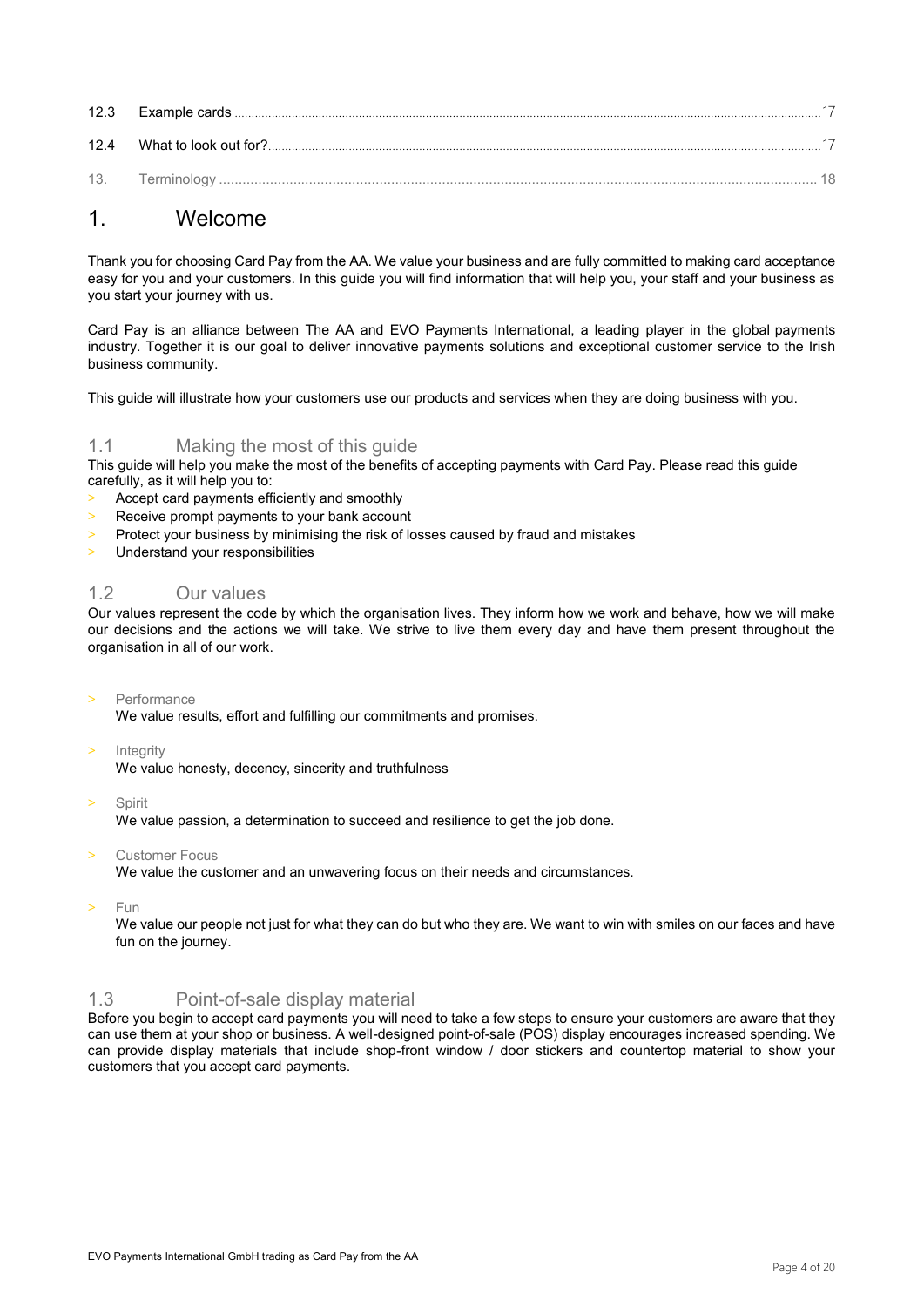| | | |
|---|---|---|
| 12.3 | Example cards | 17 |
| 12.4 | What to look out for? | 17 |
| 13. | Terminology | 18 |

# 1. Welcome

Thank you for choosing Card Pay from the AA. We value your business and are fully committed to making card acceptance easy for you and your customers. In this guide you will find information that will help you, your staff and your business as you start your journey with us.

Card Pay is an alliance between The AA and EVO Payments International, a leading player in the global payments industry. Together it is our goal to deliver innovative payments solutions and exceptional customer service to the Irish business community.

This guide will illustrate how your customers use our products and services when they are doing business with you.

## 1.1 Making the most of this guide

This guide will help you make the most of the benefits of accepting payments with Card Pay. Please read this guide carefully, as it will help you to:

- Accept card payments efficiently and smoothly
- Receive prompt payments to your bank account
- Protect your business by minimising the risk of losses caused by fraud and mistakes
- Understand your responsibilities

## 1.2 Our values

Our values represent the code by which the organisation lives. They inform how we work and behave, how we will make our decisions and the actions we will take. We strive to live them every day and have them present throughout the organisation in all of our work.

- Performance
  We value results, effort and fulfilling our commitments and promises.
- Integrity
  We value honesty, decency, sincerity and truthfulness
- Spirit
  We value passion, a determination to succeed and resilience to get the job done.
- Customer Focus
  We value the customer and an unwavering focus on their needs and circumstances.
- Fun
  We value our people not just for what they can do but who they are. We want to win with smiles on our faces and have fun on the journey.

## 1.3 Point-of-sale display material

Before you begin to accept card payments you will need to take a few steps to ensure your customers are aware that they can use them at your shop or business. A well-designed point-of-sale (POS) display encourages increased spending. We can provide display materials that include shop-front window / door stickers and countertop material to show your customers that you accept card payments.

EVO Payments International GmbH trading as Card Pay from the AA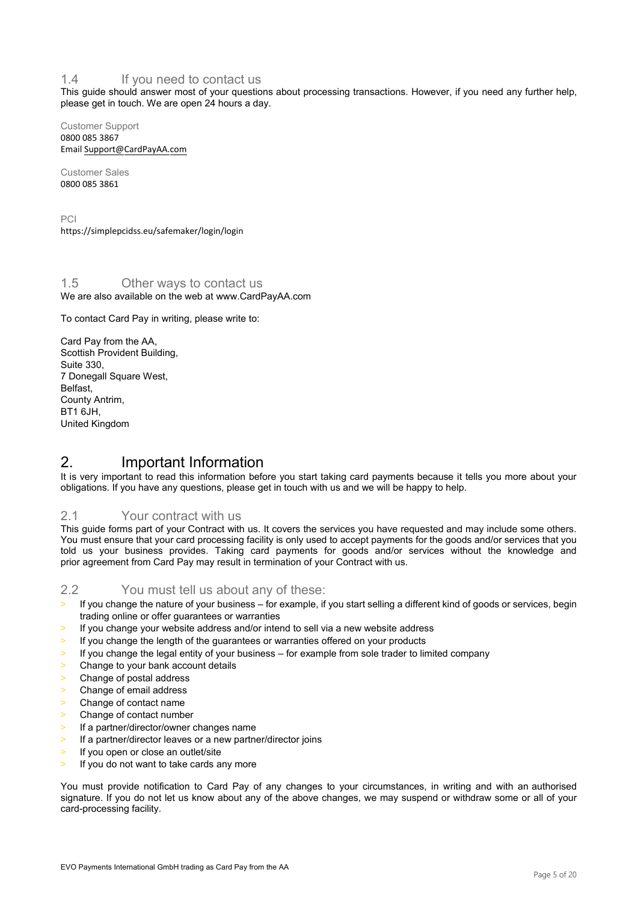### 1.4 If you need to contact us

This guide should answer most of your questions about processing transactions. However, if you need any further help, please get in touch. We are open 24 hours a day.

Customer Support
0800 085 3867
Email Support@CardPayAA.com

Customer Sales
0800 085 3861

PCI
https://simplepcidss.eu/safemaker/login/login

### 1.5 Other ways to contact us

We are also available on the web at www.CardPayAA.com

To contact Card Pay in writing, please write to:

Card Pay from the AA,
Scottish Provident Building,
Suite 330,
7 Donegall Square West,
Belfast,
County Antrim,
BT1 6JH,
United Kingdom

## 2. Important Information

It is very important to read this information before you start taking card payments because it tells you more about your obligations. If you have any questions, please get in touch with us and we will be happy to help.

### 2.1 Your contract with us

This guide forms part of your Contract with us. It covers the services you have requested and may include some others. You must ensure that your card processing facility is only used to accept payments for the goods and/or services that you told us your business provides. Taking card payments for goods and/or services without the knowledge and prior agreement from Card Pay may result in termination of your Contract with us.

### 2.2 You must tell us about any of these:

- If you change the nature of your business – for example, if you start selling a different kind of goods or services, begin trading online or offer guarantees or warranties
- If you change your website address and/or intend to sell via a new website address
- If you change the length of the guarantees or warranties offered on your products
- If you change the legal entity of your business – for example from sole trader to limited company
- Change to your bank account details
- Change of postal address
- Change of email address
- Change of contact name
- Change of contact number
- If a partner/director/owner changes name
- If a partner/director leaves or a new partner/director joins
- If you open or close an outlet/site
- If you do not want to take cards any more

You must provide notification to Card Pay of any changes to your circumstances, in writing and with an authorised signature. If you do not let us know about any of the above changes, we may suspend or withdraw some or all of your card-processing facility.

EVO Payments International GmbH trading as Card Pay from the AA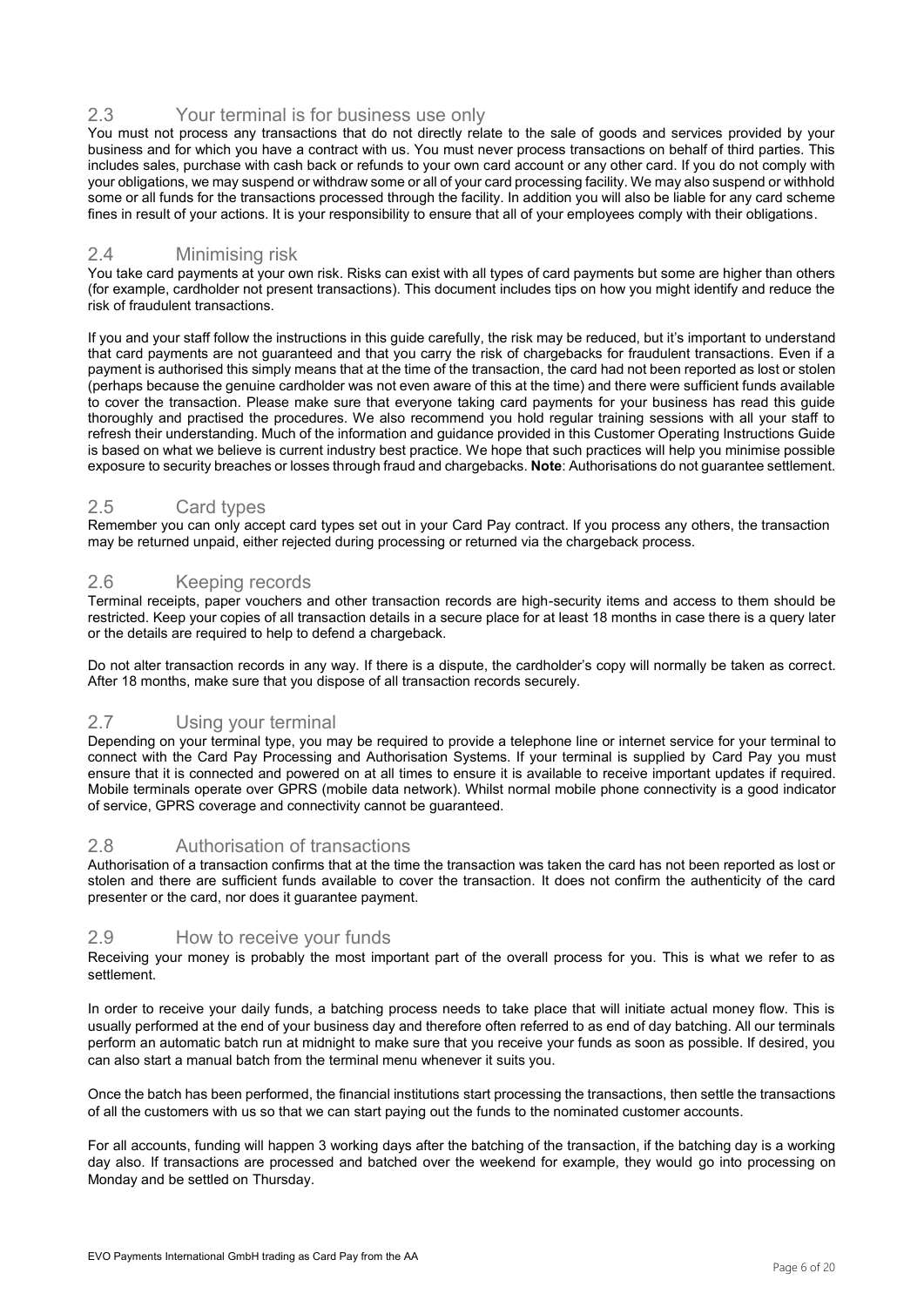## 2.3 Your terminal is for business use only

You must not process any transactions that do not directly relate to the sale of goods and services provided by your business and for which you have a contract with us. You must never process transactions on behalf of third parties. This includes sales, purchase with cash back or refunds to your own card account or any other card. If you do not comply with your obligations, we may suspend or withdraw some or all of your card processing facility. We may also suspend or withhold some or all funds for the transactions processed through the facility. In addition you will also be liable for any card scheme fines in result of your actions. It is your responsibility to ensure that all of your employees comply with their obligations.

## 2.4 Minimising risk

You take card payments at your own risk. Risks can exist with all types of card payments but some are higher than others (for example, cardholder not present transactions). This document includes tips on how you might identify and reduce the risk of fraudulent transactions.

If you and your staff follow the instructions in this guide carefully, the risk may be reduced, but it's important to understand that card payments are not guaranteed and that you carry the risk of chargebacks for fraudulent transactions. Even if a payment is authorised this simply means that at the time of the transaction, the card had not been reported as lost or stolen (perhaps because the genuine cardholder was not even aware of this at the time) and there were sufficient funds available to cover the transaction. Please make sure that everyone taking card payments for your business has read this guide thoroughly and practised the procedures. We also recommend you hold regular training sessions with all your staff to refresh their understanding. Much of the information and guidance provided in this Customer Operating Instructions Guide is based on what we believe is current industry best practice. We hope that such practices will help you minimise possible exposure to security breaches or losses through fraud and chargebacks. **Note**: Authorisations do not guarantee settlement.

## 2.5 Card types

Remember you can only accept card types set out in your Card Pay contract. If you process any others, the transaction may be returned unpaid, either rejected during processing or returned via the chargeback process.

## 2.6 Keeping records

Terminal receipts, paper vouchers and other transaction records are high-security items and access to them should be restricted. Keep your copies of all transaction details in a secure place for at least 18 months in case there is a query later or the details are required to help to defend a chargeback.

Do not alter transaction records in any way. If there is a dispute, the cardholder's copy will normally be taken as correct. After 18 months, make sure that you dispose of all transaction records securely.

## 2.7 Using your terminal

Depending on your terminal type, you may be required to provide a telephone line or internet service for your terminal to connect with the Card Pay Processing and Authorisation Systems. If your terminal is supplied by Card Pay you must ensure that it is connected and powered on at all times to ensure it is available to receive important updates if required. Mobile terminals operate over GPRS (mobile data network). Whilst normal mobile phone connectivity is a good indicator of service, GPRS coverage and connectivity cannot be guaranteed.

## 2.8 Authorisation of transactions

Authorisation of a transaction confirms that at the time the transaction was taken the card has not been reported as lost or stolen and there are sufficient funds available to cover the transaction. It does not confirm the authenticity of the card presenter or the card, nor does it guarantee payment.

## 2.9 How to receive your funds

Receiving your money is probably the most important part of the overall process for you. This is what we refer to as settlement.

In order to receive your daily funds, a batching process needs to take place that will initiate actual money flow. This is usually performed at the end of your business day and therefore often referred to as end of day batching. All our terminals perform an automatic batch run at midnight to make sure that you receive your funds as soon as possible. If desired, you can also start a manual batch from the terminal menu whenever it suits you.

Once the batch has been performed, the financial institutions start processing the transactions, then settle the transactions of all the customers with us so that we can start paying out the funds to the nominated customer accounts.

For all accounts, funding will happen 3 working days after the batching of the transaction, if the batching day is a working day also. If transactions are processed and batched over the weekend for example, they would go into processing on Monday and be settled on Thursday.

EVO Payments International GmbH trading as Card Pay from the AA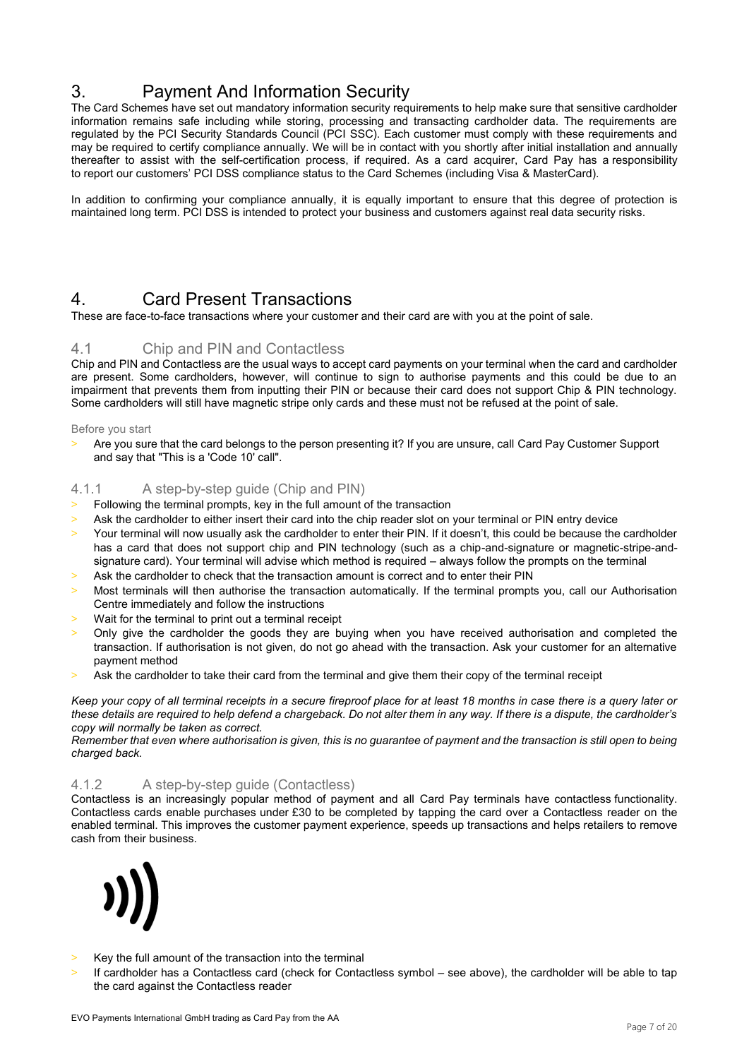# 3. Payment And Information Security

The Card Schemes have set out mandatory information security requirements to help make sure that sensitive cardholder information remains safe including while storing, processing and transacting cardholder data. The requirements are regulated by the PCI Security Standards Council (PCI SSC). Each customer must comply with these requirements and may be required to certify compliance annually. We will be in contact with you shortly after initial installation and annually thereafter to assist with the self-certification process, if required. As a card acquirer, Card Pay has a responsibility to report our customers' PCI DSS compliance status to the Card Schemes (including Visa & MasterCard).

In addition to confirming your compliance annually, it is equally important to ensure that this degree of protection is maintained long term. PCI DSS is intended to protect your business and customers against real data security risks.

# 4. Card Present Transactions

These are face-to-face transactions where your customer and their card are with you at the point of sale.

## 4.1 Chip and PIN and Contactless

Chip and PIN and Contactless are the usual ways to accept card payments on your terminal when the card and cardholder are present. Some cardholders, however, will continue to sign to authorise payments and this could be due to an impairment that prevents them from inputting their PIN or because their card does not support Chip & PIN technology. Some cardholders will still have magnetic stripe only cards and these must not be refused at the point of sale.

Before you start

- Are you sure that the card belongs to the person presenting it? If you are unsure, call Card Pay Customer Support and say that "This is a 'Code 10' call".

### 4.1.1 A step-by-step guide (Chip and PIN)

- Following the terminal prompts, key in the full amount of the transaction
- Ask the cardholder to either insert their card into the chip reader slot on your terminal or PIN entry device
- Your terminal will now usually ask the cardholder to enter their PIN. If it doesn't, this could be because the cardholder has a card that does not support chip and PIN technology (such as a chip-and-signature or magnetic-stripe-and-signature card). Your terminal will advise which method is required – always follow the prompts on the terminal
- Ask the cardholder to check that the transaction amount is correct and to enter their PIN
- Most terminals will then authorise the transaction automatically. If the terminal prompts you, call our Authorisation Centre immediately and follow the instructions
- Wait for the terminal to print out a terminal receipt
- Only give the cardholder the goods they are buying when you have received authorisation and completed the transaction. If authorisation is not given, do not go ahead with the transaction. Ask your customer for an alternative payment method
- Ask the cardholder to take their card from the terminal and give them their copy of the terminal receipt

*Keep your copy of all terminal receipts in a secure fireproof place for at least 18 months in case there is a query later or these details are required to help defend a chargeback. Do not alter them in any way. If there is a dispute, the cardholder's copy will normally be taken as correct.*

*Remember that even where authorisation is given, this is no guarantee of payment and the transaction is still open to being charged back.*

### 4.1.2 A step-by-step guide (Contactless)

Contactless is an increasingly popular method of payment and all Card Pay terminals have contactless functionality. Contactless cards enable purchases under £30 to be completed by tapping the card over a Contactless reader on the enabled terminal. This improves the customer payment experience, speeds up transactions and helps retailers to remove cash from their business.

- Key the full amount of the transaction into the terminal
- If cardholder has a Contactless card (check for Contactless symbol – see above), the cardholder will be able to tap the card against the Contactless reader

EVO Payments International GmbH trading as Card Pay from the AA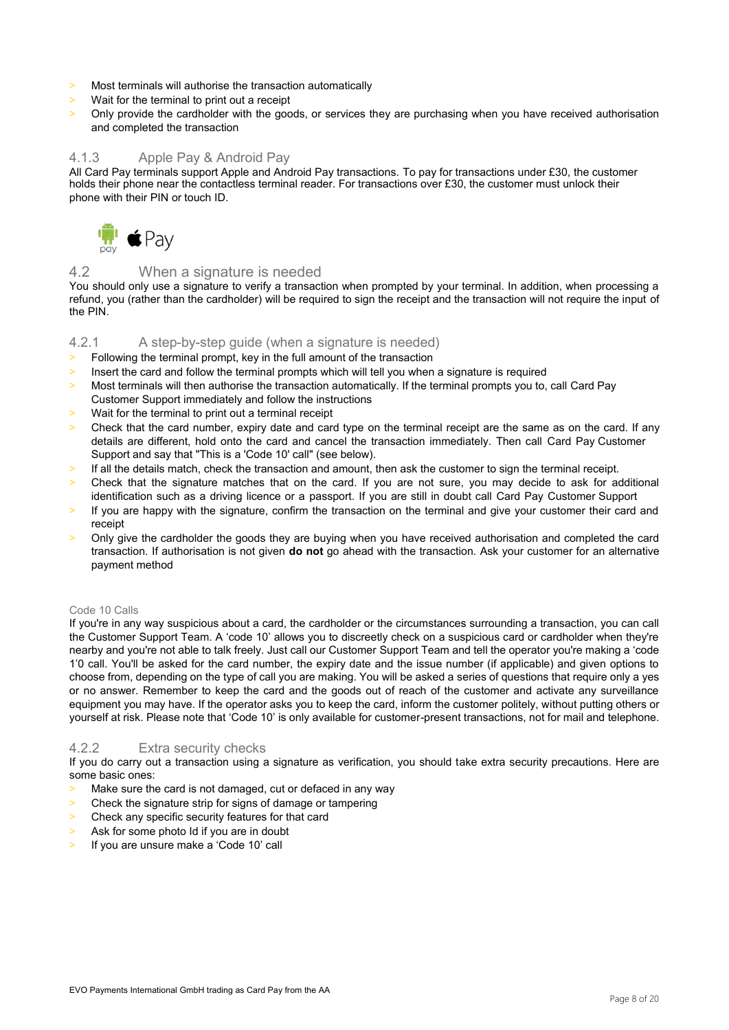- Most terminals will authorise the transaction automatically
- Wait for the terminal to print out a receipt
- Only provide the cardholder with the goods, or services they are purchasing when you have received authorisation and completed the transaction

### 4.1.3 Apple Pay & Android Pay

All Card Pay terminals support Apple and Android Pay transactions. To pay for transactions under £30, the customer holds their phone near the contactless terminal reader. For transactions over £30, the customer must unlock their phone with their PIN or touch ID.

## 4.2 When a signature is needed

You should only use a signature to verify a transaction when prompted by your terminal. In addition, when processing a refund, you (rather than the cardholder) will be required to sign the receipt and the transaction will not require the input of the PIN.

### 4.2.1 A step-by-step guide (when a signature is needed)

- Following the terminal prompt, key in the full amount of the transaction
- Insert the card and follow the terminal prompts which will tell you when a signature is required
- Most terminals will then authorise the transaction automatically. If the terminal prompts you to, call Card Pay Customer Support immediately and follow the instructions
- Wait for the terminal to print out a terminal receipt
- Check that the card number, expiry date and card type on the terminal receipt are the same as on the card. If any details are different, hold onto the card and cancel the transaction immediately. Then call Card Pay Customer Support and say that "This is a 'Code 10' call" (see below).
- If all the details match, check the transaction and amount, then ask the customer to sign the terminal receipt.
- Check that the signature matches that on the card. If you are not sure, you may decide to ask for additional identification such as a driving licence or a passport. If you are still in doubt call Card Pay Customer Support
- If you are happy with the signature, confirm the transaction on the terminal and give your customer their card and receipt
- Only give the cardholder the goods they are buying when you have received authorisation and completed the card transaction. If authorisation is not given **do not** go ahead with the transaction. Ask your customer for an alternative payment method

#### Code 10 Calls

If you're in any way suspicious about a card, the cardholder or the circumstances surrounding a transaction, you can call the Customer Support Team. A 'code 10' allows you to discreetly check on a suspicious card or cardholder when they're nearby and you're not able to talk freely. Just call our Customer Support Team and tell the operator you're making a 'code 1'0 call. You'll be asked for the card number, the expiry date and the issue number (if applicable) and given options to choose from, depending on the type of call you are making. You will be asked a series of questions that require only a yes or no answer. Remember to keep the card and the goods out of reach of the customer and activate any surveillance equipment you may have. If the operator asks you to keep the card, inform the customer politely, without putting others or yourself at risk. Please note that 'Code 10' is only available for customer-present transactions, not for mail and telephone.

### 4.2.2 Extra security checks

If you do carry out a transaction using a signature as verification, you should take extra security precautions. Here are some basic ones:

- Make sure the card is not damaged, cut or defaced in any way
- Check the signature strip for signs of damage or tampering
- Check any specific security features for that card
- Ask for some photo Id if you are in doubt
- If you are unsure make a 'Code 10' call

EVO Payments International GmbH trading as Card Pay from the AA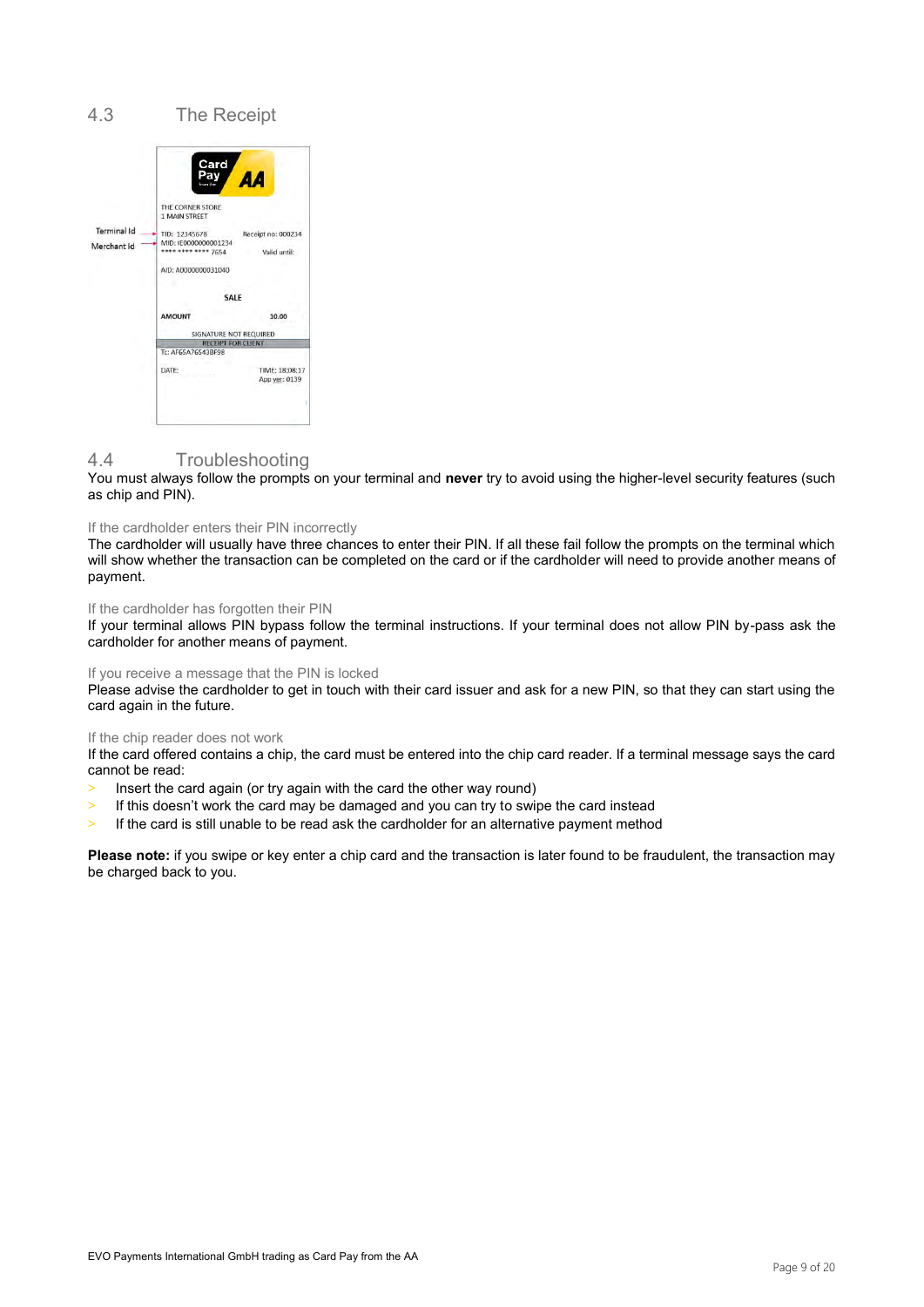## 4.3 The Receipt

## 4.4 Troubleshooting

You must always follow the prompts on your terminal and **never** try to avoid using the higher-level security features (such as chip and PIN).

### If the cardholder enters their PIN incorrectly

The cardholder will usually have three chances to enter their PIN. If all these fail follow the prompts on the terminal which will show whether the transaction can be completed on the card or if the cardholder will need to provide another means of payment.

### If the cardholder has forgotten their PIN

If your terminal allows PIN bypass follow the terminal instructions. If your terminal does not allow PIN by-pass ask the cardholder for another means of payment.

### If you receive a message that the PIN is locked

Please advise the cardholder to get in touch with their card issuer and ask for a new PIN, so that they can start using the card again in the future.

### If the chip reader does not work

If the card offered contains a chip, the card must be entered into the chip card reader. If a terminal message says the card cannot be read:

- Insert the card again (or try again with the card the other way round)
- If this doesn't work the card may be damaged and you can try to swipe the card instead
- If the card is still unable to be read ask the cardholder for an alternative payment method

**Please note:** if you swipe or key enter a chip card and the transaction is later found to be fraudulent, the transaction may be charged back to you.

EVO Payments International GmbH trading as Card Pay from the AA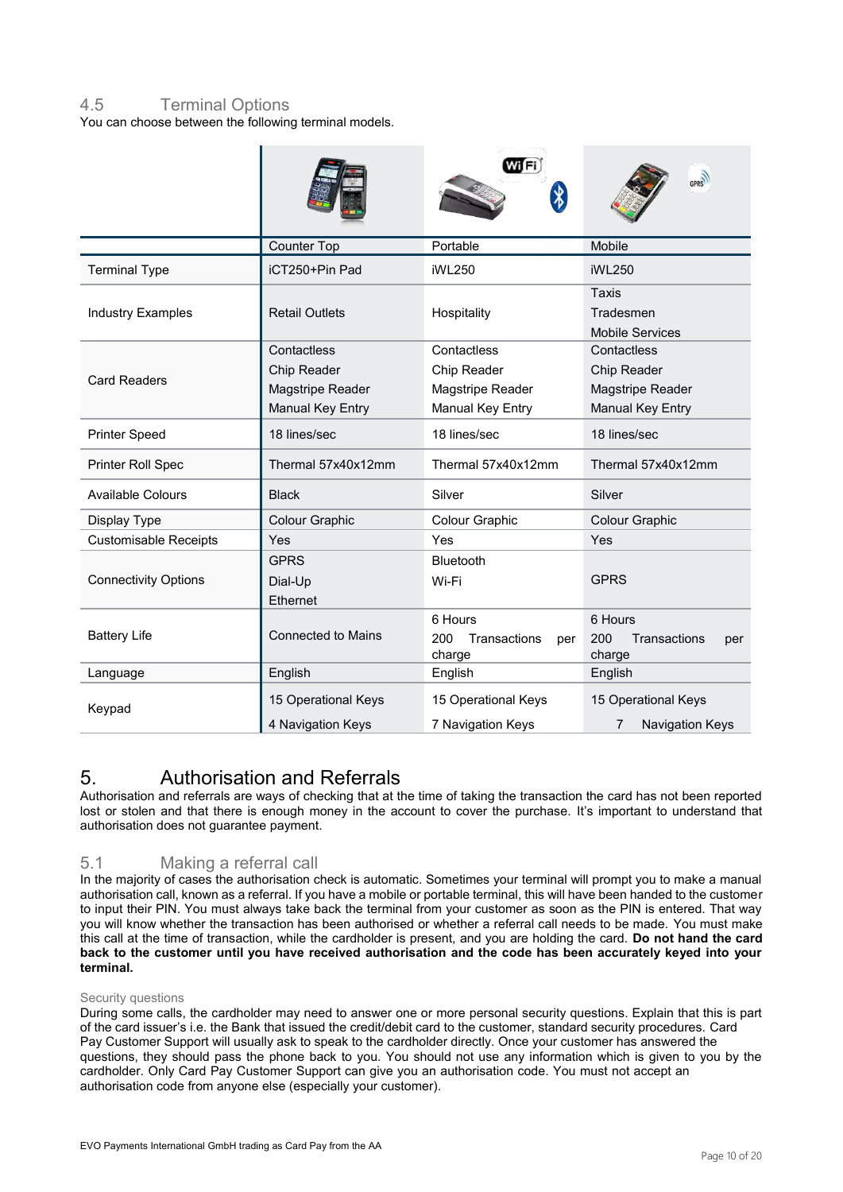## 4.5 Terminal Options

You can choose between the following terminal models.

| | Counter Top | Portable | Mobile |
|---|---|---|---|
| Terminal Type | iCT250+Pin Pad | iWL250 | iWL250 |
| Industry Examples | Retail Outlets | Hospitality | Taxis<br>Tradesmen<br>Mobile Services |
| Card Readers | Contactless<br>Chip Reader<br>Magstripe Reader<br>Manual Key Entry | Contactless<br>Chip Reader<br>Magstripe Reader<br>Manual Key Entry | Contactless<br>Chip Reader<br>Magstripe Reader<br>Manual Key Entry |
| Printer Speed | 18 lines/sec | 18 lines/sec | 18 lines/sec |
| Printer Roll Spec | Thermal 57x40x12mm | Thermal 57x40x12mm | Thermal 57x40x12mm |
| Available Colours | Black | Silver | Silver |
| Display Type | Colour Graphic | Colour Graphic | Colour Graphic |
| Customisable Receipts | Yes | Yes | Yes |
| Connectivity Options | GPRS<br>Dial-Up<br>Ethernet | Bluetooth<br>Wi-Fi | GPRS |
| Battery Life | Connected to Mains | 6 Hours<br>200 Transactions per charge | 6 Hours<br>200 Transactions per charge |
| Language | English | English | English |
| Keypad | 15 Operational Keys<br>4 Navigation Keys | 15 Operational Keys<br>7 Navigation Keys | 15 Operational Keys<br>7 Navigation Keys |

# 5. Authorisation and Referrals

Authorisation and referrals are ways of checking that at the time of taking the transaction the card has not been reported lost or stolen and that there is enough money in the account to cover the purchase. It's important to understand that authorisation does not guarantee payment.

## 5.1 Making a referral call

In the majority of cases the authorisation check is automatic. Sometimes your terminal will prompt you to make a manual authorisation call, known as a referral. If you have a mobile or portable terminal, this will have been handed to the customer to input their PIN. You must always take back the terminal from your customer as soon as the PIN is entered. That way you will know whether the transaction has been authorised or whether a referral call needs to be made. You must make this call at the time of transaction, while the cardholder is present, and you are holding the card. **Do not hand the card back to the customer until you have received authorisation and the code has been accurately keyed into your terminal.**

### Security questions

During some calls, the cardholder may need to answer one or more personal security questions. Explain that this is part of the card issuer's i.e. the Bank that issued the credit/debit card to the customer, standard security procedures. Card Pay Customer Support will usually ask to speak to the cardholder directly. Once your customer has answered the questions, they should pass the phone back to you. You should not use any information which is given to you by the cardholder. Only Card Pay Customer Support can give you an authorisation code. You must not accept an authorisation code from anyone else (especially your customer).

EVO Payments International GmbH trading as Card Pay from the AA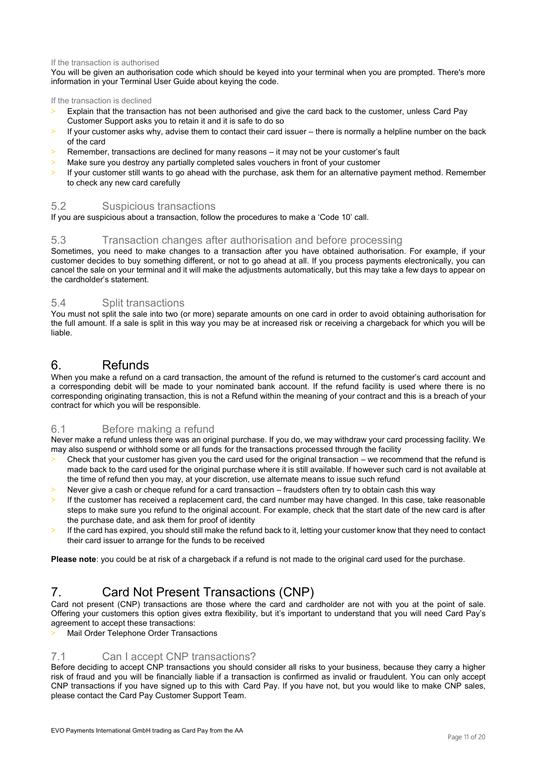If the transaction is authorised

You will be given an authorisation code which should be keyed into your terminal when you are prompted. There's more information in your Terminal User Guide about keying the code.

If the transaction is declined

- Explain that the transaction has not been authorised and give the card back to the customer, unless Card Pay Customer Support asks you to retain it and it is safe to do so
- If your customer asks why, advise them to contact their card issuer – there is normally a helpline number on the back of the card
- Remember, transactions are declined for many reasons – it may not be your customer's fault
- Make sure you destroy any partially completed sales vouchers in front of your customer
- If your customer still wants to go ahead with the purchase, ask them for an alternative payment method. Remember to check any new card carefully

### 5.2 Suspicious transactions

If you are suspicious about a transaction, follow the procedures to make a 'Code 10' call.

### 5.3 Transaction changes after authorisation and before processing

Sometimes, you need to make changes to a transaction after you have obtained authorisation. For example, if your customer decides to buy something different, or not to go ahead at all. If you process payments electronically, you can cancel the sale on your terminal and it will make the adjustments automatically, but this may take a few days to appear on the cardholder's statement.

### 5.4 Split transactions

You must not split the sale into two (or more) separate amounts on one card in order to avoid obtaining authorisation for the full amount. If a sale is split in this way you may be at increased risk or receiving a chargeback for which you will be liable.

## 6. Refunds

When you make a refund on a card transaction, the amount of the refund is returned to the customer's card account and a corresponding debit will be made to your nominated bank account. If the refund facility is used where there is no corresponding originating transaction, this is not a Refund within the meaning of your contract and this is a breach of your contract for which you will be responsible.

### 6.1 Before making a refund

Never make a refund unless there was an original purchase. If you do, we may withdraw your card processing facility. We may also suspend or withhold some or all funds for the transactions processed through the facility

- Check that your customer has given you the card used for the original transaction – we recommend that the refund is made back to the card used for the original purchase where it is still available. If however such card is not available at the time of refund then you may, at your discretion, use alternate means to issue such refund
- Never give a cash or cheque refund for a card transaction – fraudsters often try to obtain cash this way
- If the customer has received a replacement card, the card number may have changed. In this case, take reasonable steps to make sure you refund to the original account. For example, check that the start date of the new card is after the purchase date, and ask them for proof of identity
- If the card has expired, you should still make the refund back to it, letting your customer know that they need to contact their card issuer to arrange for the funds to be received

**Please note**: you could be at risk of a chargeback if a refund is not made to the original card used for the purchase.

## 7. Card Not Present Transactions (CNP)

Card not present (CNP) transactions are those where the card and cardholder are not with you at the point of sale. Offering your customers this option gives extra flexibility, but it's important to understand that you will need Card Pay's agreement to accept these transactions:

- Mail Order Telephone Order Transactions

### 7.1 Can I accept CNP transactions?

Before deciding to accept CNP transactions you should consider all risks to your business, because they carry a higher risk of fraud and you will be financially liable if a transaction is confirmed as invalid or fraudulent. You can only accept CNP transactions if you have signed up to this with Card Pay. If you have not, but you would like to make CNP sales, please contact the Card Pay Customer Support Team.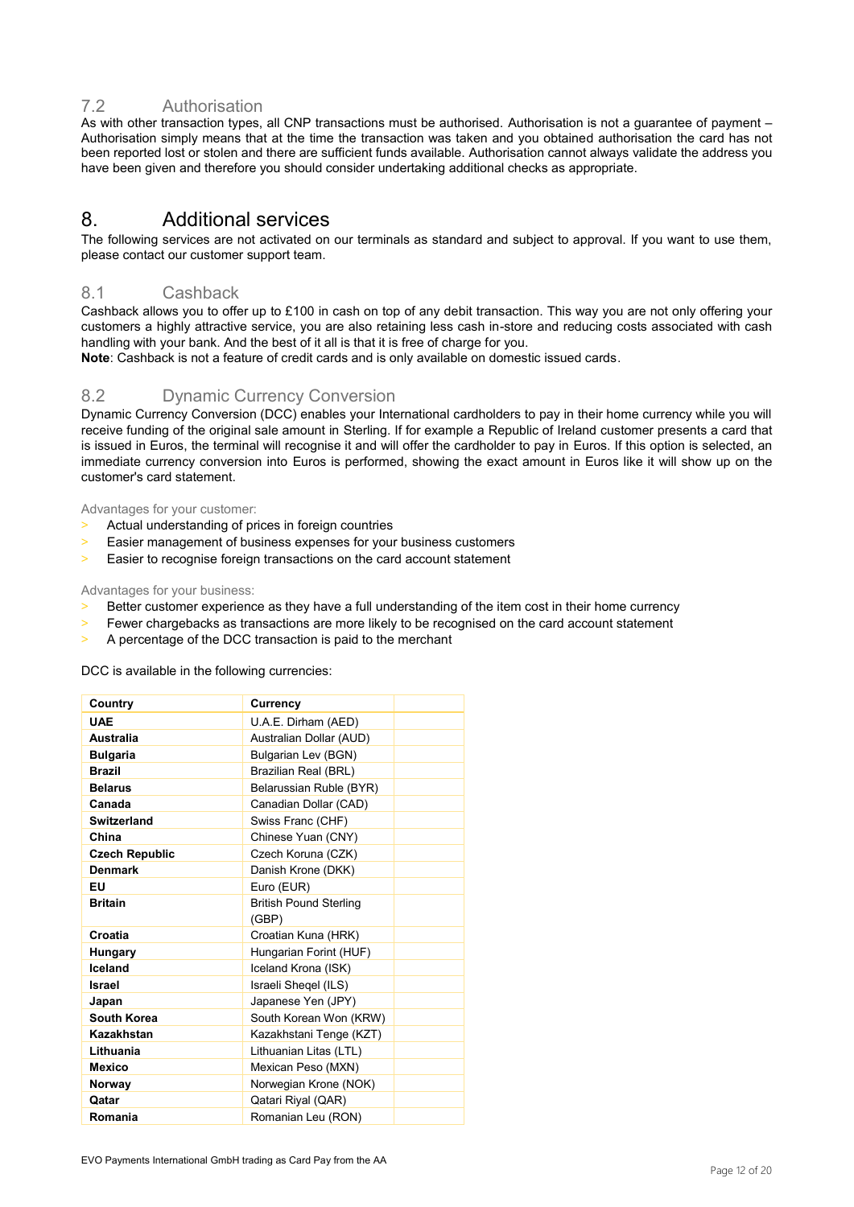### 7.2 Authorisation

As with other transaction types, all CNP transactions must be authorised. Authorisation is not a guarantee of payment – Authorisation simply means that at the time the transaction was taken and you obtained authorisation the card has not been reported lost or stolen and there are sufficient funds available. Authorisation cannot always validate the address you have been given and therefore you should consider undertaking additional checks as appropriate.

## 8. Additional services

The following services are not activated on our terminals as standard and subject to approval. If you want to use them, please contact our customer support team.

### 8.1 Cashback

Cashback allows you to offer up to £100 in cash on top of any debit transaction. This way you are not only offering your customers a highly attractive service, you are also retaining less cash in-store and reducing costs associated with cash handling with your bank. And the best of it all is that it is free of charge for you.

**Note**: Cashback is not a feature of credit cards and is only available on domestic issued cards.

### 8.2 Dynamic Currency Conversion

Dynamic Currency Conversion (DCC) enables your International cardholders to pay in their home currency while you will receive funding of the original sale amount in Sterling. If for example a Republic of Ireland customer presents a card that is issued in Euros, the terminal will recognise it and will offer the cardholder to pay in Euros. If this option is selected, an immediate currency conversion into Euros is performed, showing the exact amount in Euros like it will show up on the customer's card statement.

Advantages for your customer:

- Actual understanding of prices in foreign countries
- Easier management of business expenses for your business customers
- Easier to recognise foreign transactions on the card account statement

Advantages for your business:

- Better customer experience as they have a full understanding of the item cost in their home currency
- Fewer chargebacks as transactions are more likely to be recognised on the card account statement
- A percentage of the DCC transaction is paid to the merchant

DCC is available in the following currencies:

| Country | Currency | |
|---|---|---|
| **UAE** | U.A.E. Dirham (AED) | |
| **Australia** | Australian Dollar (AUD) | |
| **Bulgaria** | Bulgarian Lev (BGN) | |
| **Brazil** | Brazilian Real (BRL) | |
| **Belarus** | Belarussian Ruble (BYR) | |
| **Canada** | Canadian Dollar (CAD) | |
| **Switzerland** | Swiss Franc (CHF) | |
| **China** | Chinese Yuan (CNY) | |
| **Czech Republic** | Czech Koruna (CZK) | |
| **Denmark** | Danish Krone (DKK) | |
| **EU** | Euro (EUR) | |
| **Britain** | British Pound Sterling (GBP) | |
| **Croatia** | Croatian Kuna (HRK) | |
| **Hungary** | Hungarian Forint (HUF) | |
| **Iceland** | Iceland Krona (ISK) | |
| **Israel** | Israeli Sheqel (ILS) | |
| **Japan** | Japanese Yen (JPY) | |
| **South Korea** | South Korean Won (KRW) | |
| **Kazakhstan** | Kazakhstani Tenge (KZT) | |
| **Lithuania** | Lithuanian Litas (LTL) | |
| **Mexico** | Mexican Peso (MXN) | |
| **Norway** | Norwegian Krone (NOK) | |
| **Qatar** | Qatari Riyal (QAR) | |
| **Romania** | Romanian Leu (RON) | |

EVO Payments International GmbH trading as Card Pay from the AA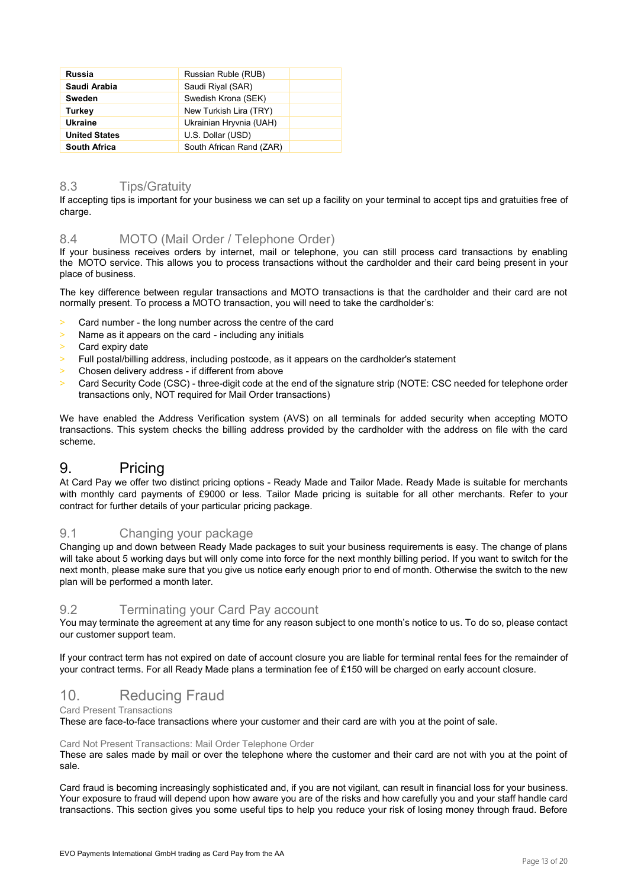| | | |
|---|---|---|
| **Russia** | Russian Ruble (RUB) | |
| **Saudi Arabia** | Saudi Riyal (SAR) | |
| **Sweden** | Swedish Krona (SEK) | |
| **Turkey** | New Turkish Lira (TRY) | |
| **Ukraine** | Ukrainian Hryvnia (UAH) | |
| **United States** | U.S. Dollar (USD) | |
| **South Africa** | South African Rand (ZAR) | |

### 8.3 Tips/Gratuity

If accepting tips is important for your business we can set up a facility on your terminal to accept tips and gratuities free of charge.

### 8.4 MOTO (Mail Order / Telephone Order)

If your business receives orders by internet, mail or telephone, you can still process card transactions by enabling the MOTO service. This allows you to process transactions without the cardholder and their card being present in your place of business.

The key difference between regular transactions and MOTO transactions is that the cardholder and their card are not normally present. To process a MOTO transaction, you will need to take the cardholder's:

- Card number - the long number across the centre of the card
- Name as it appears on the card - including any initials
- Card expiry date
- Full postal/billing address, including postcode, as it appears on the cardholder's statement
- Chosen delivery address - if different from above
- Card Security Code (CSC) - three-digit code at the end of the signature strip (NOTE: CSC needed for telephone order transactions only, NOT required for Mail Order transactions)

We have enabled the Address Verification system (AVS) on all terminals for added security when accepting MOTO transactions. This system checks the billing address provided by the cardholder with the address on file with the card scheme.

## 9. Pricing

At Card Pay we offer two distinct pricing options - Ready Made and Tailor Made. Ready Made is suitable for merchants with monthly card payments of £9000 or less. Tailor Made pricing is suitable for all other merchants. Refer to your contract for further details of your particular pricing package.

### 9.1 Changing your package

Changing up and down between Ready Made packages to suit your business requirements is easy. The change of plans will take about 5 working days but will only come into force for the next monthly billing period. If you want to switch for the next month, please make sure that you give us notice early enough prior to end of month. Otherwise the switch to the new plan will be performed a month later.

### 9.2 Terminating your Card Pay account

You may terminate the agreement at any time for any reason subject to one month's notice to us. To do so, please contact our customer support team.

If your contract term has not expired on date of account closure you are liable for terminal rental fees for the remainder of your contract terms. For all Ready Made plans a termination fee of £150 will be charged on early account closure.

## 10. Reducing Fraud

#### Card Present Transactions

These are face-to-face transactions where your customer and their card are with you at the point of sale.

#### Card Not Present Transactions: Mail Order Telephone Order

These are sales made by mail or over the telephone where the customer and their card are not with you at the point of sale.

Card fraud is becoming increasingly sophisticated and, if you are not vigilant, can result in financial loss for your business. Your exposure to fraud will depend upon how aware you are of the risks and how carefully you and your staff handle card transactions. This section gives you some useful tips to help you reduce your risk of losing money through fraud. Before

EVO Payments International GmbH trading as Card Pay from the AA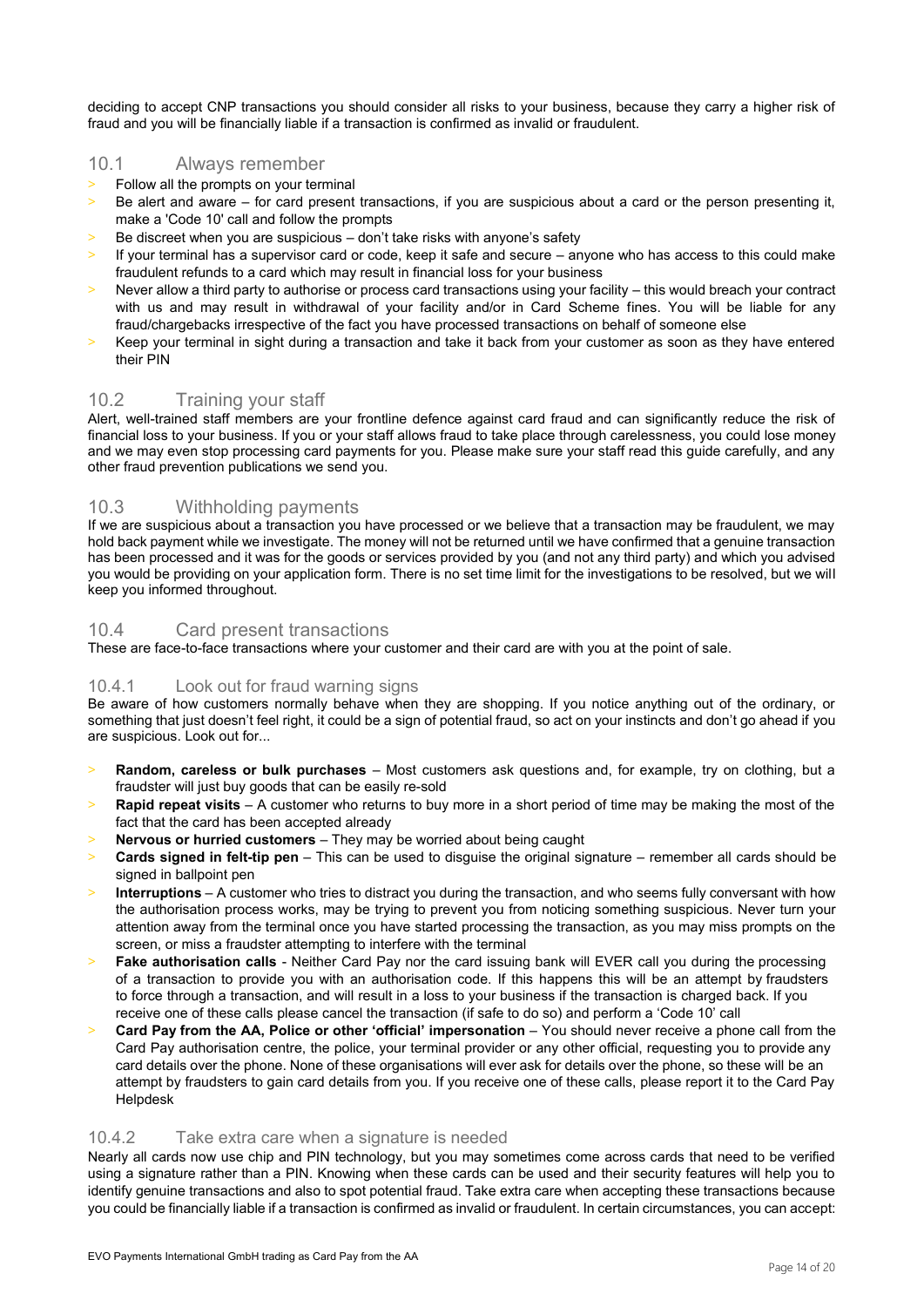deciding to accept CNP transactions you should consider all risks to your business, because they carry a higher risk of fraud and you will be financially liable if a transaction is confirmed as invalid or fraudulent.

## 10.1 Always remember

- Follow all the prompts on your terminal
- Be alert and aware – for card present transactions, if you are suspicious about a card or the person presenting it, make a 'Code 10' call and follow the prompts
- Be discreet when you are suspicious – don't take risks with anyone's safety
- If your terminal has a supervisor card or code, keep it safe and secure – anyone who has access to this could make fraudulent refunds to a card which may result in financial loss for your business
- Never allow a third party to authorise or process card transactions using your facility – this would breach your contract with us and may result in withdrawal of your facility and/or in Card Scheme fines. You will be liable for any fraud/chargebacks irrespective of the fact you have processed transactions on behalf of someone else
- Keep your terminal in sight during a transaction and take it back from your customer as soon as they have entered their PIN

## 10.2 Training your staff

Alert, well-trained staff members are your frontline defence against card fraud and can significantly reduce the risk of financial loss to your business. If you or your staff allows fraud to take place through carelessness, you could lose money and we may even stop processing card payments for you. Please make sure your staff read this guide carefully, and any other fraud prevention publications we send you.

## 10.3 Withholding payments

If we are suspicious about a transaction you have processed or we believe that a transaction may be fraudulent, we may hold back payment while we investigate. The money will not be returned until we have confirmed that a genuine transaction has been processed and it was for the goods or services provided by you (and not any third party) and which you advised you would be providing on your application form. There is no set time limit for the investigations to be resolved, but we will keep you informed throughout.

## 10.4 Card present transactions

These are face-to-face transactions where your customer and their card are with you at the point of sale.

### 10.4.1 Look out for fraud warning signs

Be aware of how customers normally behave when they are shopping. If you notice anything out of the ordinary, or something that just doesn't feel right, it could be a sign of potential fraud, so act on your instincts and don't go ahead if you are suspicious. Look out for...

- **Random, careless or bulk purchases** – Most customers ask questions and, for example, try on clothing, but a fraudster will just buy goods that can be easily re-sold
- **Rapid repeat visits** – A customer who returns to buy more in a short period of time may be making the most of the fact that the card has been accepted already
- **Nervous or hurried customers** – They may be worried about being caught
- **Cards signed in felt-tip pen** – This can be used to disguise the original signature – remember all cards should be signed in ballpoint pen
- **Interruptions** – A customer who tries to distract you during the transaction, and who seems fully conversant with how the authorisation process works, may be trying to prevent you from noticing something suspicious. Never turn your attention away from the terminal once you have started processing the transaction, as you may miss prompts on the screen, or miss a fraudster attempting to interfere with the terminal
- **Fake authorisation calls** - Neither Card Pay nor the card issuing bank will EVER call you during the processing of a transaction to provide you with an authorisation code. If this happens this will be an attempt by fraudsters to force through a transaction, and will result in a loss to your business if the transaction is charged back. If you receive one of these calls please cancel the transaction (if safe to do so) and perform a 'Code 10' call
- **Card Pay from the AA, Police or other 'official' impersonation** – You should never receive a phone call from the Card Pay authorisation centre, the police, your terminal provider or any other official, requesting you to provide any card details over the phone. None of these organisations will ever ask for details over the phone, so these will be an attempt by fraudsters to gain card details from you. If you receive one of these calls, please report it to the Card Pay Helpdesk

### 10.4.2 Take extra care when a signature is needed

Nearly all cards now use chip and PIN technology, but you may sometimes come across cards that need to be verified using a signature rather than a PIN. Knowing when these cards can be used and their security features will help you to identify genuine transactions and also to spot potential fraud. Take extra care when accepting these transactions because you could be financially liable if a transaction is confirmed as invalid or fraudulent. In certain circumstances, you can accept: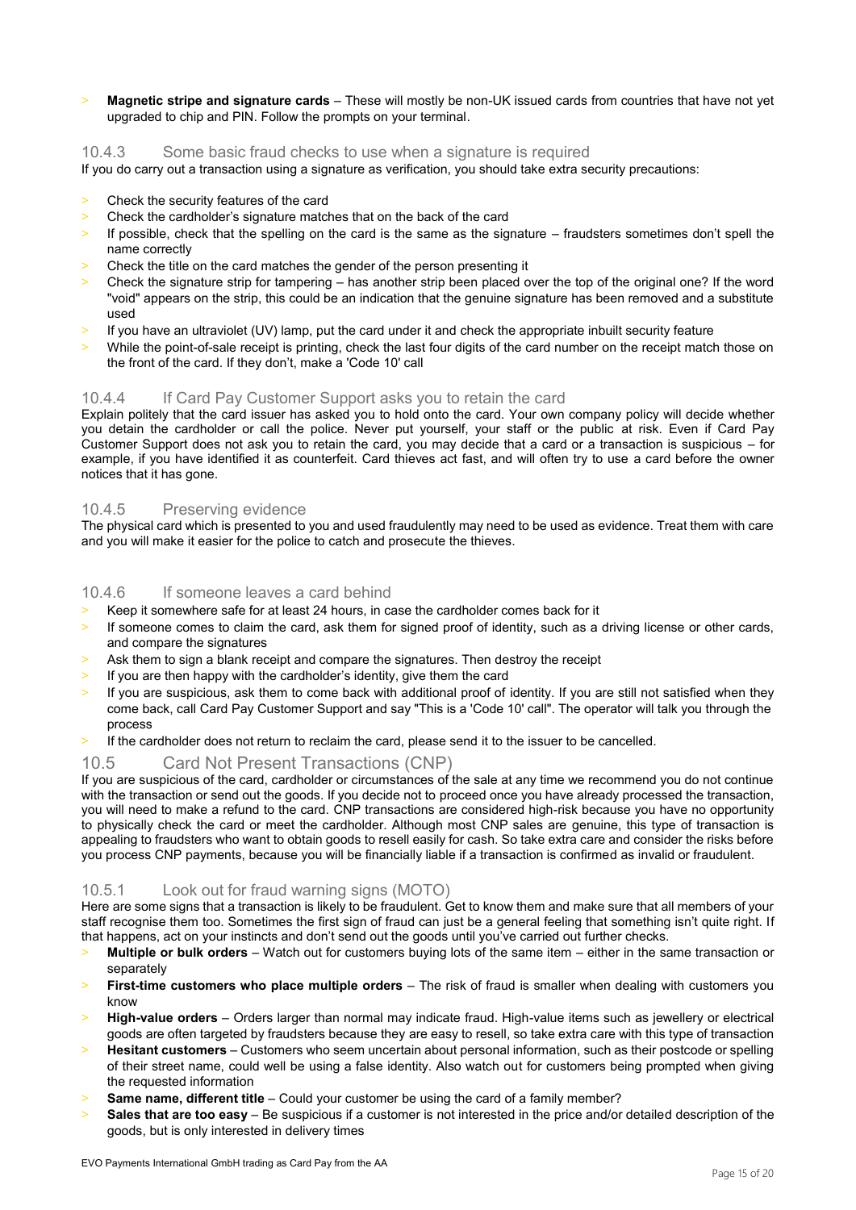- **Magnetic stripe and signature cards** – These will mostly be non-UK issued cards from countries that have not yet upgraded to chip and PIN. Follow the prompts on your terminal.

### 10.4.3 Some basic fraud checks to use when a signature is required

If you do carry out a transaction using a signature as verification, you should take extra security precautions:

- Check the security features of the card
- Check the cardholder's signature matches that on the back of the card
- If possible, check that the spelling on the card is the same as the signature – fraudsters sometimes don't spell the name correctly
- Check the title on the card matches the gender of the person presenting it
- Check the signature strip for tampering – has another strip been placed over the top of the original one? If the word "void" appears on the strip, this could be an indication that the genuine signature has been removed and a substitute used
- If you have an ultraviolet (UV) lamp, put the card under it and check the appropriate inbuilt security feature
- While the point-of-sale receipt is printing, check the last four digits of the card number on the receipt match those on the front of the card. If they don't, make a 'Code 10' call

### 10.4.4 If Card Pay Customer Support asks you to retain the card

Explain politely that the card issuer has asked you to hold onto the card. Your own company policy will decide whether you detain the cardholder or call the police. Never put yourself, your staff or the public at risk. Even if Card Pay Customer Support does not ask you to retain the card, you may decide that a card or a transaction is suspicious – for example, if you have identified it as counterfeit. Card thieves act fast, and will often try to use a card before the owner notices that it has gone.

### 10.4.5 Preserving evidence

The physical card which is presented to you and used fraudulently may need to be used as evidence. Treat them with care and you will make it easier for the police to catch and prosecute the thieves.

### 10.4.6 If someone leaves a card behind

- Keep it somewhere safe for at least 24 hours, in case the cardholder comes back for it
- If someone comes to claim the card, ask them for signed proof of identity, such as a driving license or other cards, and compare the signatures
- Ask them to sign a blank receipt and compare the signatures. Then destroy the receipt
- If you are then happy with the cardholder's identity, give them the card
- If you are suspicious, ask them to come back with additional proof of identity. If you are still not satisfied when they come back, call Card Pay Customer Support and say "This is a 'Code 10' call". The operator will talk you through the process
- If the cardholder does not return to reclaim the card, please send it to the issuer to be cancelled.

## 10.5 Card Not Present Transactions (CNP)

If you are suspicious of the card, cardholder or circumstances of the sale at any time we recommend you do not continue with the transaction or send out the goods. If you decide not to proceed once you have already processed the transaction, you will need to make a refund to the card. CNP transactions are considered high-risk because you have no opportunity to physically check the card or meet the cardholder. Although most CNP sales are genuine, this type of transaction is appealing to fraudsters who want to obtain goods to resell easily for cash. So take extra care and consider the risks before you process CNP payments, because you will be financially liable if a transaction is confirmed as invalid or fraudulent.

### 10.5.1 Look out for fraud warning signs (MOTO)

Here are some signs that a transaction is likely to be fraudulent. Get to know them and make sure that all members of your staff recognise them too. Sometimes the first sign of fraud can just be a general feeling that something isn't quite right. If that happens, act on your instincts and don't send out the goods until you've carried out further checks.

- **Multiple or bulk orders** – Watch out for customers buying lots of the same item – either in the same transaction or separately
- **First-time customers who place multiple orders** – The risk of fraud is smaller when dealing with customers you know
- **High-value orders** – Orders larger than normal may indicate fraud. High-value items such as jewellery or electrical goods are often targeted by fraudsters because they are easy to resell, so take extra care with this type of transaction
- **Hesitant customers** – Customers who seem uncertain about personal information, such as their postcode or spelling of their street name, could well be using a false identity. Also watch out for customers being prompted when giving the requested information
- **Same name, different title** – Could your customer be using the card of a family member?
- **Sales that are too easy** – Be suspicious if a customer is not interested in the price and/or detailed description of the goods, but is only interested in delivery times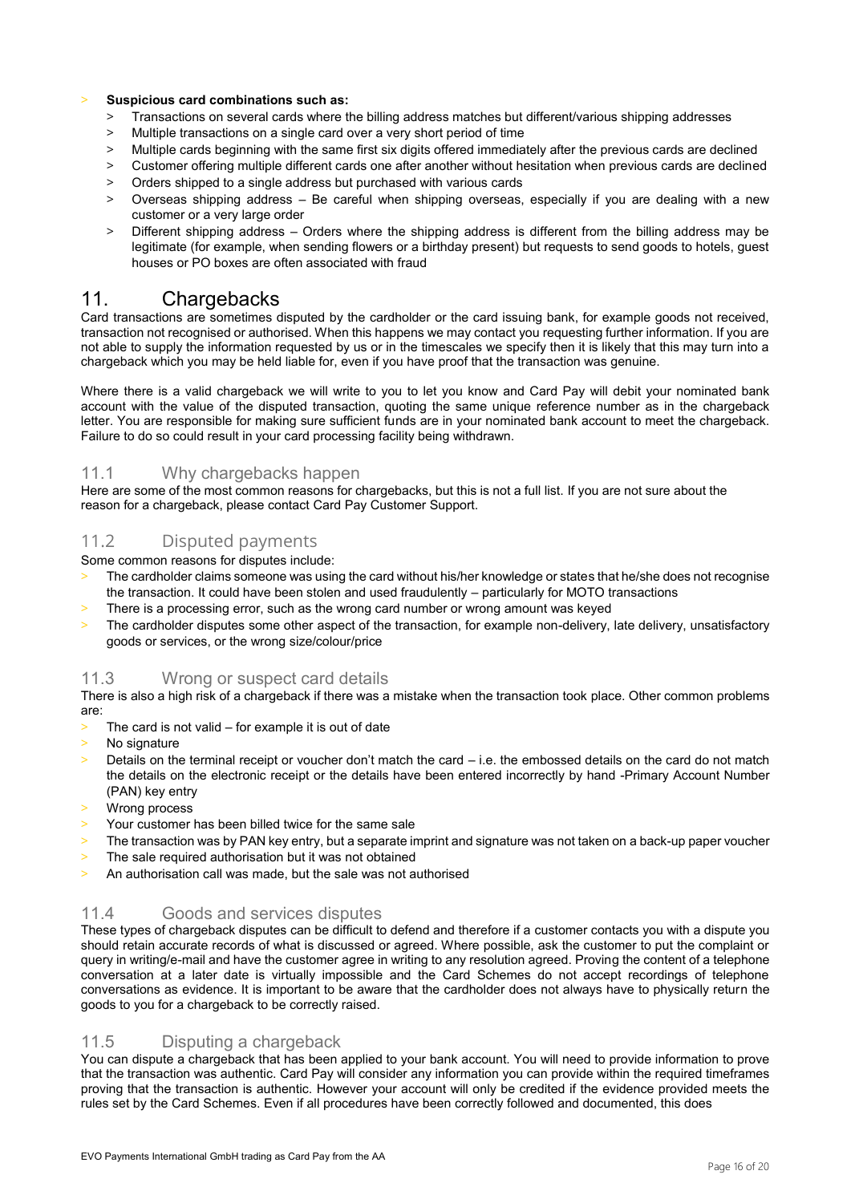- **Suspicious card combinations such as:**
  - Transactions on several cards where the billing address matches but different/various shipping addresses
  - Multiple transactions on a single card over a very short period of time
  - Multiple cards beginning with the same first six digits offered immediately after the previous cards are declined
  - Customer offering multiple different cards one after another without hesitation when previous cards are declined
  - Orders shipped to a single address but purchased with various cards
  - Overseas shipping address – Be careful when shipping overseas, especially if you are dealing with a new customer or a very large order
  - Different shipping address – Orders where the shipping address is different from the billing address may be legitimate (for example, when sending flowers or a birthday present) but requests to send goods to hotels, guest houses or PO boxes are often associated with fraud

# 11. Chargebacks

Card transactions are sometimes disputed by the cardholder or the card issuing bank, for example goods not received, transaction not recognised or authorised. When this happens we may contact you requesting further information. If you are not able to supply the information requested by us or in the timescales we specify then it is likely that this may turn into a chargeback which you may be held liable for, even if you have proof that the transaction was genuine.

Where there is a valid chargeback we will write to you to let you know and Card Pay will debit your nominated bank account with the value of the disputed transaction, quoting the same unique reference number as in the chargeback letter. You are responsible for making sure sufficient funds are in your nominated bank account to meet the chargeback. Failure to do so could result in your card processing facility being withdrawn.

## 11.1 Why chargebacks happen

Here are some of the most common reasons for chargebacks, but this is not a full list. If you are not sure about the reason for a chargeback, please contact Card Pay Customer Support.

## 11.2 Disputed payments

Some common reasons for disputes include:

- The cardholder claims someone was using the card without his/her knowledge or states that he/she does not recognise the transaction. It could have been stolen and used fraudulently – particularly for MOTO transactions
- There is a processing error, such as the wrong card number or wrong amount was keyed
- The cardholder disputes some other aspect of the transaction, for example non-delivery, late delivery, unsatisfactory goods or services, or the wrong size/colour/price

## 11.3 Wrong or suspect card details

There is also a high risk of a chargeback if there was a mistake when the transaction took place. Other common problems are:

- The card is not valid – for example it is out of date
- No signature
- Details on the terminal receipt or voucher don't match the card – i.e. the embossed details on the card do not match the details on the electronic receipt or the details have been entered incorrectly by hand -Primary Account Number (PAN) key entry
- Wrong process
- Your customer has been billed twice for the same sale
- The transaction was by PAN key entry, but a separate imprint and signature was not taken on a back-up paper voucher
- The sale required authorisation but it was not obtained
- An authorisation call was made, but the sale was not authorised

## 11.4 Goods and services disputes

These types of chargeback disputes can be difficult to defend and therefore if a customer contacts you with a dispute you should retain accurate records of what is discussed or agreed. Where possible, ask the customer to put the complaint or query in writing/e-mail and have the customer agree in writing to any resolution agreed. Proving the content of a telephone conversation at a later date is virtually impossible and the Card Schemes do not accept recordings of telephone conversations as evidence. It is important to be aware that the cardholder does not always have to physically return the goods to you for a chargeback to be correctly raised.

## 11.5 Disputing a chargeback

You can dispute a chargeback that has been applied to your bank account. You will need to provide information to prove that the transaction was authentic. Card Pay will consider any information you can provide within the required timeframes proving that the transaction is authentic. However your account will only be credited if the evidence provided meets the rules set by the Card Schemes. Even if all procedures have been correctly followed and documented, this does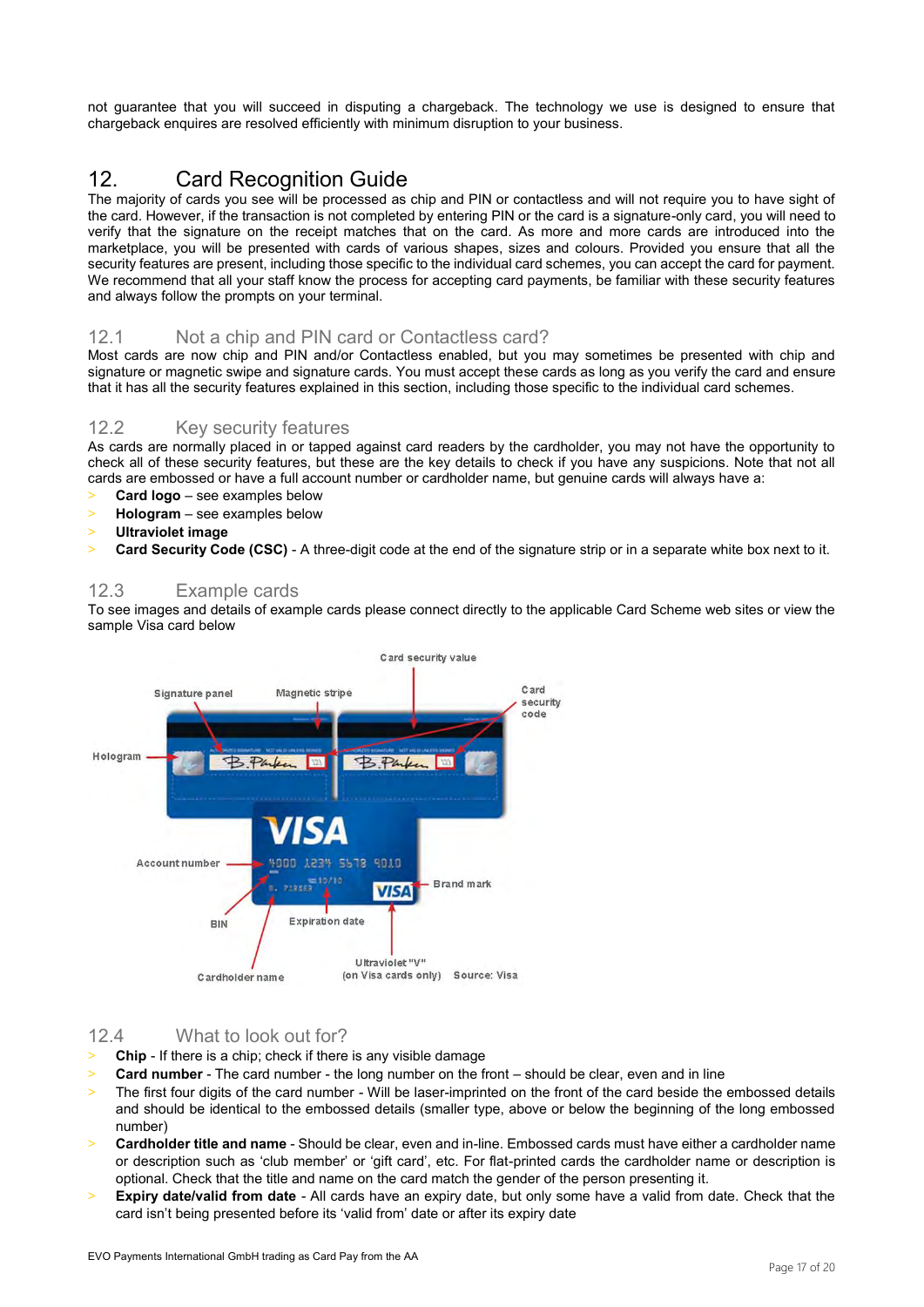not guarantee that you will succeed in disputing a chargeback. The technology we use is designed to ensure that chargeback enquires are resolved efficiently with minimum disruption to your business.

## 12. Card Recognition Guide

The majority of cards you see will be processed as chip and PIN or contactless and will not require you to have sight of the card. However, if the transaction is not completed by entering PIN or the card is a signature-only card, you will need to verify that the signature on the receipt matches that on the card. As more and more cards are introduced into the marketplace, you will be presented with cards of various shapes, sizes and colours. Provided you ensure that all the security features are present, including those specific to the individual card schemes, you can accept the card for payment. We recommend that all your staff know the process for accepting card payments, be familiar with these security features and always follow the prompts on your terminal.

### 12.1 Not a chip and PIN card or Contactless card?

Most cards are now chip and PIN and/or Contactless enabled, but you may sometimes be presented with chip and signature or magnetic swipe and signature cards. You must accept these cards as long as you verify the card and ensure that it has all the security features explained in this section, including those specific to the individual card schemes.

### 12.2 Key security features

As cards are normally placed in or tapped against card readers by the cardholder, you may not have the opportunity to check all of these security features, but these are the key details to check if you have any suspicions. Note that not all cards are embossed or have a full account number or cardholder name, but genuine cards will always have a:

- **Card logo** – see examples below
- **Hologram** – see examples below
- **Ultraviolet image**
- **Card Security Code (CSC)** - A three-digit code at the end of the signature strip or in a separate white box next to it.

### 12.3 Example cards

To see images and details of example cards please connect directly to the applicable Card Scheme web sites or view the sample Visa card below

Signature panel, Magnetic stripe, Card security value, Card security code, Hologram, Account number, Brand mark, BIN, Expiration date, Ultraviolet "V" (on Visa cards only), Cardholder name

Source: Visa

### 12.4 What to look out for?

- **Chip** - If there is a chip; check if there is any visible damage
- **Card number** - The card number - the long number on the front – should be clear, even and in line
- The first four digits of the card number - Will be laser-imprinted on the front of the card beside the embossed details and should be identical to the embossed details (smaller type, above or below the beginning of the long embossed number)
- **Cardholder title and name** - Should be clear, even and in-line. Embossed cards must have either a cardholder name or description such as 'club member' or 'gift card', etc. For flat-printed cards the cardholder name or description is optional. Check that the title and name on the card match the gender of the person presenting it.
- **Expiry date/valid from date** - All cards have an expiry date, but only some have a valid from date. Check that the card isn't being presented before its 'valid from' date or after its expiry date

EVO Payments International GmbH trading as Card Pay from the AA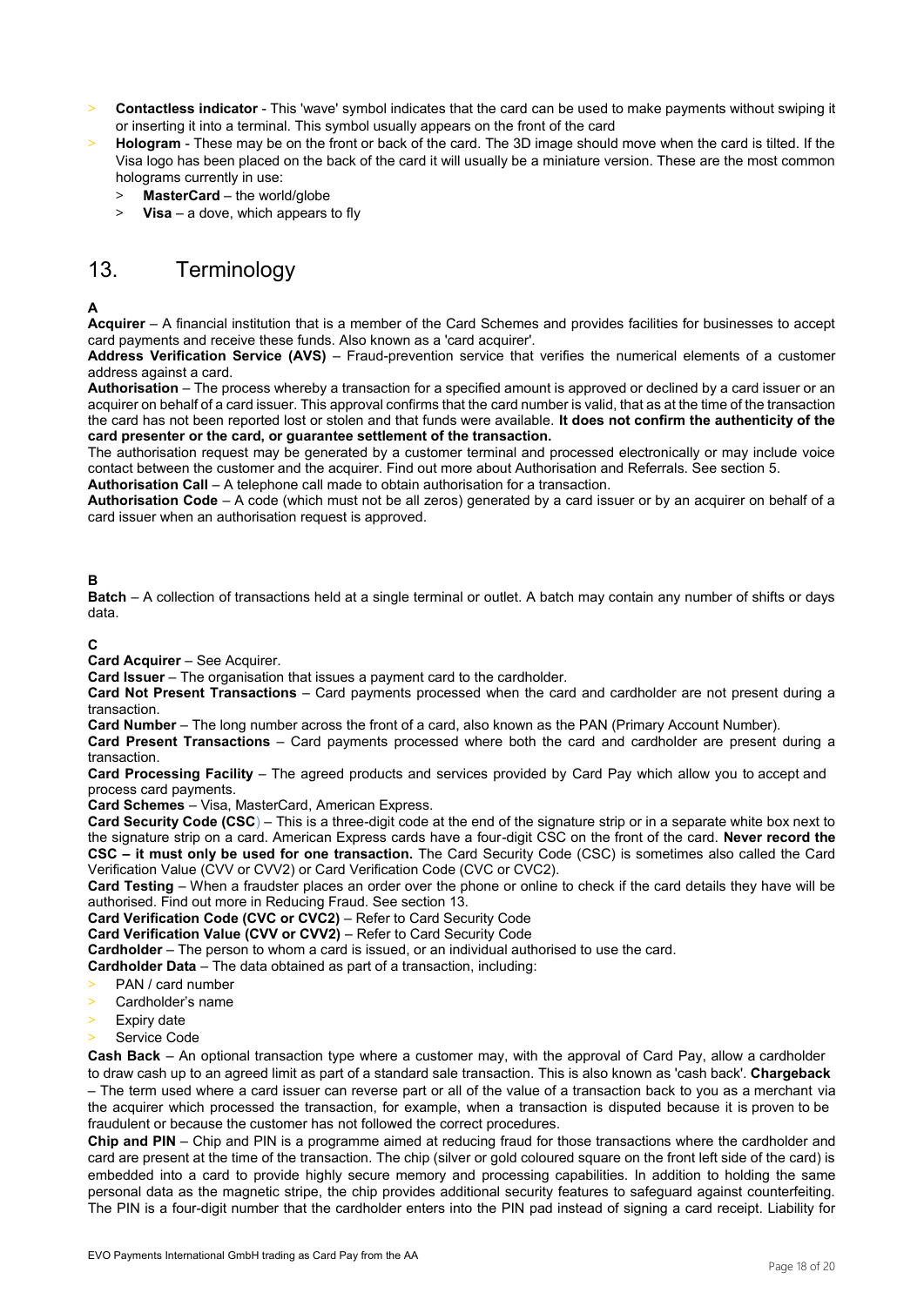- **Contactless indicator** - This 'wave' symbol indicates that the card can be used to make payments without swiping it or inserting it into a terminal. This symbol usually appears on the front of the card
- **Hologram** - These may be on the front or back of the card. The 3D image should move when the card is tilted. If the Visa logo has been placed on the back of the card it will usually be a miniature version. These are the most common holograms currently in use:
  - **MasterCard** – the world/globe
  - **Visa** – a dove, which appears to fly

# 13. Terminology

**A**

**Acquirer** – A financial institution that is a member of the Card Schemes and provides facilities for businesses to accept card payments and receive these funds. Also known as a 'card acquirer'.
**Address Verification Service (AVS)** – Fraud-prevention service that verifies the numerical elements of a customer address against a card.
**Authorisation** – The process whereby a transaction for a specified amount is approved or declined by a card issuer or an acquirer on behalf of a card issuer. This approval confirms that the card number is valid, that as at the time of the transaction the card has not been reported lost or stolen and that funds were available. **It does not confirm the authenticity of the card presenter or the card, or guarantee settlement of the transaction.**
The authorisation request may be generated by a customer terminal and processed electronically or may include voice contact between the customer and the acquirer. Find out more about Authorisation and Referrals. See section 5.
**Authorisation Call** – A telephone call made to obtain authorisation for a transaction.
**Authorisation Code** – A code (which must not be all zeros) generated by a card issuer or by an acquirer on behalf of a card issuer when an authorisation request is approved.

**B**

**Batch** – A collection of transactions held at a single terminal or outlet. A batch may contain any number of shifts or days data.

**C**

**Card Acquirer** – See Acquirer.
**Card Issuer** – The organisation that issues a payment card to the cardholder.
**Card Not Present Transactions** – Card payments processed when the card and cardholder are not present during a transaction.
**Card Number** – The long number across the front of a card, also known as the PAN (Primary Account Number).
**Card Present Transactions** – Card payments processed where both the card and cardholder are present during a transaction.
**Card Processing Facility** – The agreed products and services provided by Card Pay which allow you to accept and process card payments.
**Card Schemes** – Visa, MasterCard, American Express.
**Card Security Code (CSC)** – This is a three-digit code at the end of the signature strip or in a separate white box next to the signature strip on a card. American Express cards have a four-digit CSC on the front of the card. **Never record the CSC – it must only be used for one transaction.** The Card Security Code (CSC) is sometimes also called the Card Verification Value (CVV or CVV2) or Card Verification Code (CVC or CVC2).
**Card Testing** – When a fraudster places an order over the phone or online to check if the card details they have will be authorised. Find out more in Reducing Fraud. See section 13.
**Card Verification Code (CVC or CVC2)** – Refer to Card Security Code
**Card Verification Value (CVV or CVV2)** – Refer to Card Security Code
**Cardholder** – The person to whom a card is issued, or an individual authorised to use the card.
**Cardholder Data** – The data obtained as part of a transaction, including:

- PAN / card number
- Cardholder's name
- Expiry date
- Service Code

**Cash Back** – An optional transaction type where a customer may, with the approval of Card Pay, allow a cardholder to draw cash up to an agreed limit as part of a standard sale transaction. This is also known as 'cash back'. **Chargeback** – The term used where a card issuer can reverse part or all of the value of a transaction back to you as a merchant via the acquirer which processed the transaction, for example, when a transaction is disputed because it is proven to be fraudulent or because the customer has not followed the correct procedures.
**Chip and PIN** – Chip and PIN is a programme aimed at reducing fraud for those transactions where the cardholder and card are present at the time of the transaction. The chip (silver or gold coloured square on the front left side of the card) is embedded into a card to provide highly secure memory and processing capabilities. In addition to holding the same personal data as the magnetic stripe, the chip provides additional security features to safeguard against counterfeiting. The PIN is a four-digit number that the cardholder enters into the PIN pad instead of signing a card receipt. Liability for

EVO Payments International GmbH trading as Card Pay from the AA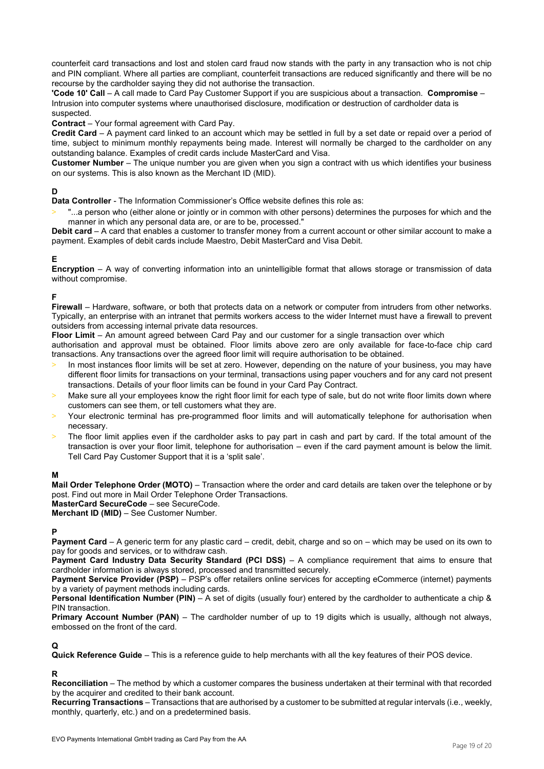counterfeit card transactions and lost and stolen card fraud now stands with the party in any transaction who is not chip and PIN compliant. Where all parties are compliant, counterfeit transactions are reduced significantly and there will be no recourse by the cardholder saying they did not authorise the transaction.

**'Code 10' Call** – A call made to Card Pay Customer Support if you are suspicious about a transaction. **Compromise** – Intrusion into computer systems where unauthorised disclosure, modification or destruction of cardholder data is suspected.

**Contract** – Your formal agreement with Card Pay.

**Credit Card** – A payment card linked to an account which may be settled in full by a set date or repaid over a period of time, subject to minimum monthly repayments being made. Interest will normally be charged to the cardholder on any outstanding balance. Examples of credit cards include MasterCard and Visa.

**Customer Number** – The unique number you are given when you sign a contract with us which identifies your business on our systems. This is also known as the Merchant ID (MID).

**D**

**Data Controller** - The Information Commissioner's Office website defines this role as:

- "...a person who (either alone or jointly or in common with other persons) determines the purposes for which and the manner in which any personal data are, or are to be, processed."

**Debit card** – A card that enables a customer to transfer money from a current account or other similar account to make a payment. Examples of debit cards include Maestro, Debit MasterCard and Visa Debit.

**E**

**Encryption** – A way of converting information into an unintelligible format that allows storage or transmission of data without compromise.

**F**

**Firewall** – Hardware, software, or both that protects data on a network or computer from intruders from other networks. Typically, an enterprise with an intranet that permits workers access to the wider Internet must have a firewall to prevent outsiders from accessing internal private data resources.

**Floor Limit** – An amount agreed between Card Pay and our customer for a single transaction over which authorisation and approval must be obtained. Floor limits above zero are only available for face-to-face chip card transactions. Any transactions over the agreed floor limit will require authorisation to be obtained.

- In most instances floor limits will be set at zero. However, depending on the nature of your business, you may have different floor limits for transactions on your terminal, transactions using paper vouchers and for any card not present transactions. Details of your floor limits can be found in your Card Pay Contract.
- Make sure all your employees know the right floor limit for each type of sale, but do not write floor limits down where customers can see them, or tell customers what they are.
- Your electronic terminal has pre-programmed floor limits and will automatically telephone for authorisation when necessary.
- The floor limit applies even if the cardholder asks to pay part in cash and part by card. If the total amount of the transaction is over your floor limit, telephone for authorisation – even if the card payment amount is below the limit. Tell Card Pay Customer Support that it is a 'split sale'.

**M**

**Mail Order Telephone Order (MOTO)** – Transaction where the order and card details are taken over the telephone or by post. Find out more in Mail Order Telephone Order Transactions.

**MasterCard SecureCode** – see SecureCode.

**Merchant ID (MID)** – See Customer Number.

**P**

**Payment Card** – A generic term for any plastic card – credit, debit, charge and so on – which may be used on its own to pay for goods and services, or to withdraw cash.

**Payment Card Industry Data Security Standard (PCI DSS)** – A compliance requirement that aims to ensure that cardholder information is always stored, processed and transmitted securely.

**Payment Service Provider (PSP)** – PSP's offer retailers online services for accepting eCommerce (internet) payments by a variety of payment methods including cards.

**Personal Identification Number (PIN)** – A set of digits (usually four) entered by the cardholder to authenticate a chip & PIN transaction.

**Primary Account Number (PAN)** – The cardholder number of up to 19 digits which is usually, although not always, embossed on the front of the card.

**Q**

**Quick Reference Guide** – This is a reference guide to help merchants with all the key features of their POS device.

**R**

**Reconciliation** – The method by which a customer compares the business undertaken at their terminal with that recorded by the acquirer and credited to their bank account.

**Recurring Transactions** – Transactions that are authorised by a customer to be submitted at regular intervals (i.e., weekly, monthly, quarterly, etc.) and on a predetermined basis.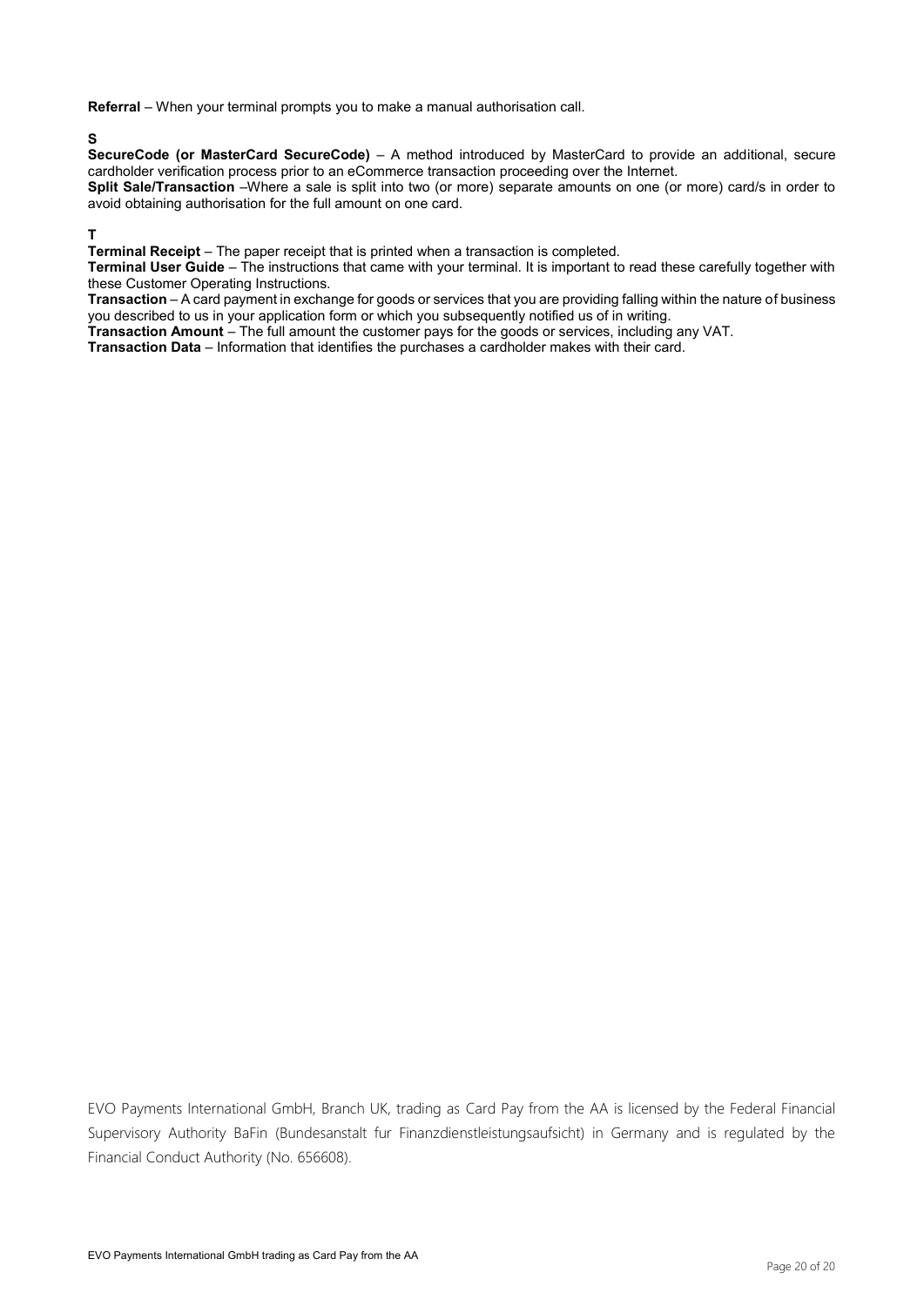**Referral** – When your terminal prompts you to make a manual authorisation call.

**S**

**SecureCode (or MasterCard SecureCode)** – A method introduced by MasterCard to provide an additional, secure cardholder verification process prior to an eCommerce transaction proceeding over the Internet.

**Split Sale/Transaction** –Where a sale is split into two (or more) separate amounts on one (or more) card/s in order to avoid obtaining authorisation for the full amount on one card.

**T**

**Terminal Receipt** – The paper receipt that is printed when a transaction is completed.

**Terminal User Guide** – The instructions that came with your terminal. It is important to read these carefully together with these Customer Operating Instructions.

**Transaction** – A card payment in exchange for goods or services that you are providing falling within the nature of business you described to us in your application form or which you subsequently notified us of in writing.

**Transaction Amount** – The full amount the customer pays for the goods or services, including any VAT.

**Transaction Data** – Information that identifies the purchases a cardholder makes with their card.

EVO Payments International GmbH, Branch UK, trading as Card Pay from the AA is licensed by the Federal Financial Supervisory Authority BaFin (Bundesanstalt fur Finanzdienstleistungsaufsicht) in Germany and is regulated by the Financial Conduct Authority (No. 656608).